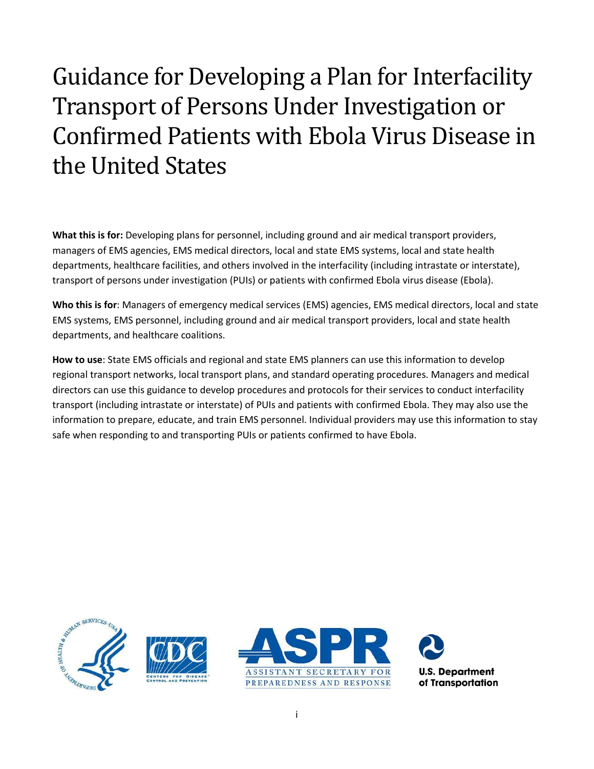# Guidance for Developing a Plan for Interfacility Transport of Persons Under Investigation or Confirmed Patients with Ebola Virus Disease in the United States

**What this is for:** Developing plans for personnel, including ground and air medical transport providers, managers of EMS agencies, EMS medical directors, local and state EMS systems, local and state health departments, healthcare facilities, and others involved in the interfacility (including intrastate or interstate), transport of persons under investigation (PUIs) or patients with confirmed Ebola virus disease (Ebola).

**Who this is for**: Managers of emergency medical services (EMS) agencies, EMS medical directors, local and state EMS systems, EMS personnel, including ground and air medical transport providers, local and state health departments, and healthcare coalitions.

**How to use**: State EMS officials and regional and state EMS planners can use this information to develop regional transport networks, local transport plans, and standard operating procedures. Managers and medical directors can use this guidance to develop procedures and protocols for their services to conduct interfacility transport (including intrastate or interstate) of PUIs and patients with confirmed Ebola. They may also use the information to prepare, educate, and train EMS personnel. Individual providers may use this information to stay safe when responding to and transporting PUIs or patients confirmed to have Ebola.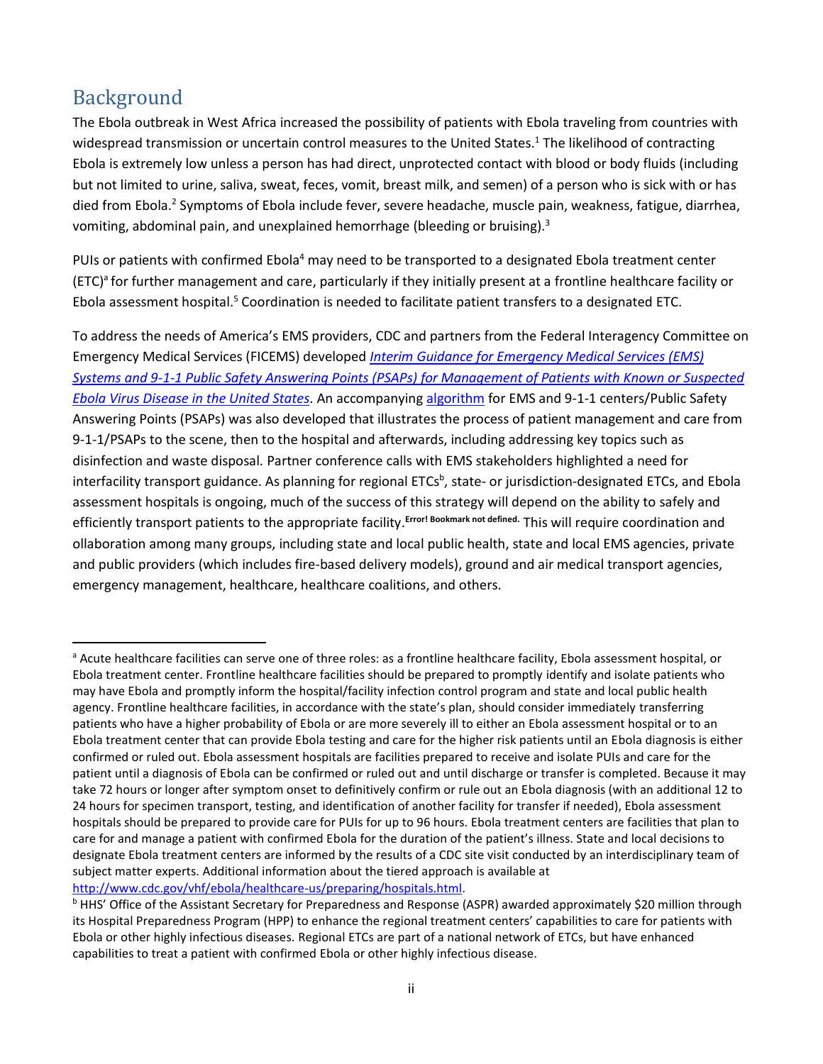## Background

The Ebola outbreak in West Africa increased the possibility of patients with Ebola traveling from countries with widespread transmission or uncertain control measures to the United States.[1] The likelihood of contracting Ebola is extremely low unless a person has had direct, unprotected contact with blood or body fluids (including but not limited to urine, saliva, sweat, feces, vomit, breast milk, and semen) of a person who is sick with or has died from Ebola.[2] Symptoms of Ebola include fever, severe headache, muscle pain, weakness, fatigue, diarrhea, vomiting, abdominal pain, and unexplained hemorrhage (bleeding or bruising).[3]

PUIs or patients with confirmed Ebola[4] may need to be transported to a designated Ebola treatment center (ETC)[a] for further management and care, particularly if they initially present at a frontline healthcare facility or Ebola assessment hospital.[5] Coordination is needed to facilitate patient transfers to a designated ETC.

To address the needs of America's EMS providers, CDC and partners from the Federal Interagency Committee on Emergency Medical Services (FICEMS) developed *Interim Guidance for Emergency Medical Services (EMS) Systems and 9-1-1 Public Safety Answering Points (PSAPs) for Management of Patients with Known or Suspected Ebola Virus Disease in the United States*. An accompanying algorithm for EMS and 9-1-1 centers/Public Safety Answering Points (PSAPs) was also developed that illustrates the process of patient management and care from 9-1-1/PSAPs to the scene, then to the hospital and afterwards, including addressing key topics such as disinfection and waste disposal. Partner conference calls with EMS stakeholders highlighted a need for interfacility transport guidance. As planning for regional ETCs[b], state- or jurisdiction-designated ETCs, and Ebola assessment hospitals is ongoing, much of the success of this strategy will depend on the ability to safely and efficiently transport patients to the appropriate facility.**Error! Bookmark not defined.** This will require coordination and ollaboration among many groups, including state and local public health, state and local EMS agencies, private and public providers (which includes fire-based delivery models), ground and air medical transport agencies, emergency management, healthcare, healthcare coalitions, and others.

---

[a] Acute healthcare facilities can serve one of three roles: as a frontline healthcare facility, Ebola assessment hospital, or Ebola treatment center. Frontline healthcare facilities should be prepared to promptly identify and isolate patients who may have Ebola and promptly inform the hospital/facility infection control program and state and local public health agency. Frontline healthcare facilities, in accordance with the state's plan, should consider immediately transferring patients who have a higher probability of Ebola or are more severely ill to either an Ebola assessment hospital or to an Ebola treatment center that can provide Ebola testing and care for the higher risk patients until an Ebola diagnosis is either confirmed or ruled out. Ebola assessment hospitals are facilities prepared to receive and isolate PUIs and care for the patient until a diagnosis of Ebola can be confirmed or ruled out and until discharge or transfer is completed. Because it may take 72 hours or longer after symptom onset to definitively confirm or rule out an Ebola diagnosis (with an additional 12 to 24 hours for specimen transport, testing, and identification of another facility for transfer if needed), Ebola assessment hospitals should be prepared to provide care for PUIs for up to 96 hours. Ebola treatment centers are facilities that plan to care for and manage a patient with confirmed Ebola for the duration of the patient's illness. State and local decisions to designate Ebola treatment centers are informed by the results of a CDC site visit conducted by an interdisciplinary team of subject matter experts. Additional information about the tiered approach is available at http://www.cdc.gov/vhf/ebola/healthcare-us/preparing/hospitals.html.

[b] HHS' Office of the Assistant Secretary for Preparedness and Response (ASPR) awarded approximately $20 million through its Hospital Preparedness Program (HPP) to enhance the regional treatment centers' capabilities to care for patients with Ebola or other highly infectious diseases. Regional ETCs are part of a national network of ETCs, but have enhanced capabilities to treat a patient with confirmed Ebola or other highly infectious disease.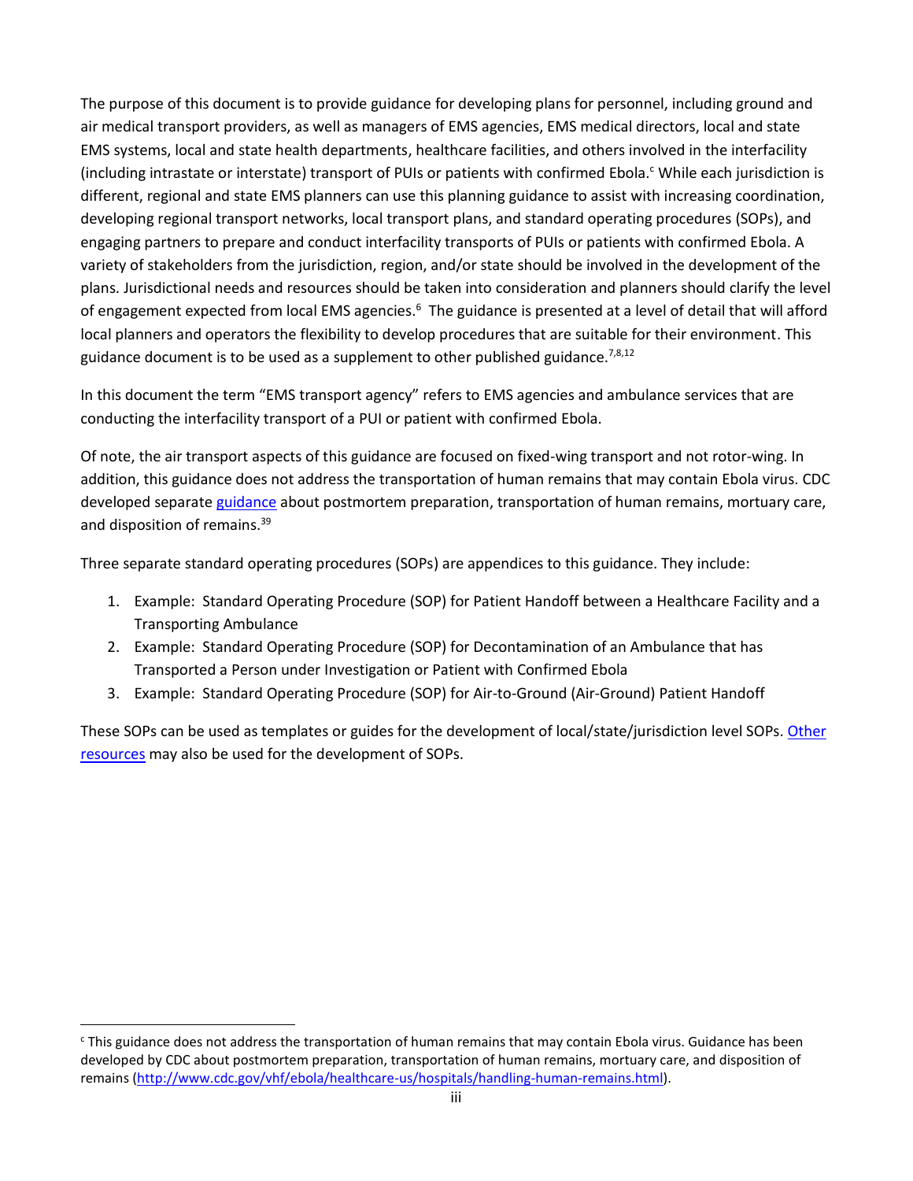The purpose of this document is to provide guidance for developing plans for personnel, including ground and air medical transport providers, as well as managers of EMS agencies, EMS medical directors, local and state EMS systems, local and state health departments, healthcare facilities, and others involved in the interfacility (including intrastate or interstate) transport of PUIs or patients with confirmed Ebola.[c] While each jurisdiction is different, regional and state EMS planners can use this planning guidance to assist with increasing coordination, developing regional transport networks, local transport plans, and standard operating procedures (SOPs), and engaging partners to prepare and conduct interfacility transports of PUIs or patients with confirmed Ebola. A variety of stakeholders from the jurisdiction, region, and/or state should be involved in the development of the plans. Jurisdictional needs and resources should be taken into consideration and planners should clarify the level of engagement expected from local EMS agencies.[6] The guidance is presented at a level of detail that will afford local planners and operators the flexibility to develop procedures that are suitable for their environment. This guidance document is to be used as a supplement to other published guidance.[7,8,12]

In this document the term "EMS transport agency" refers to EMS agencies and ambulance services that are conducting the interfacility transport of a PUI or patient with confirmed Ebola.

Of note, the air transport aspects of this guidance are focused on fixed-wing transport and not rotor-wing. In addition, this guidance does not address the transportation of human remains that may contain Ebola virus. CDC developed separate guidance about postmortem preparation, transportation of human remains, mortuary care, and disposition of remains.[39]

Three separate standard operating procedures (SOPs) are appendices to this guidance. They include:

1. Example: Standard Operating Procedure (SOP) for Patient Handoff between a Healthcare Facility and a Transporting Ambulance
2. Example: Standard Operating Procedure (SOP) for Decontamination of an Ambulance that has Transported a Person under Investigation or Patient with Confirmed Ebola
3. Example: Standard Operating Procedure (SOP) for Air-to-Ground (Air-Ground) Patient Handoff

These SOPs can be used as templates or guides for the development of local/state/jurisdiction level SOPs. Other resources may also be used for the development of SOPs.

---

[c] This guidance does not address the transportation of human remains that may contain Ebola virus. Guidance has been developed by CDC about postmortem preparation, transportation of human remains, mortuary care, and disposition of remains (http://www.cdc.gov/vhf/ebola/healthcare-us/hospitals/handling-human-remains.html).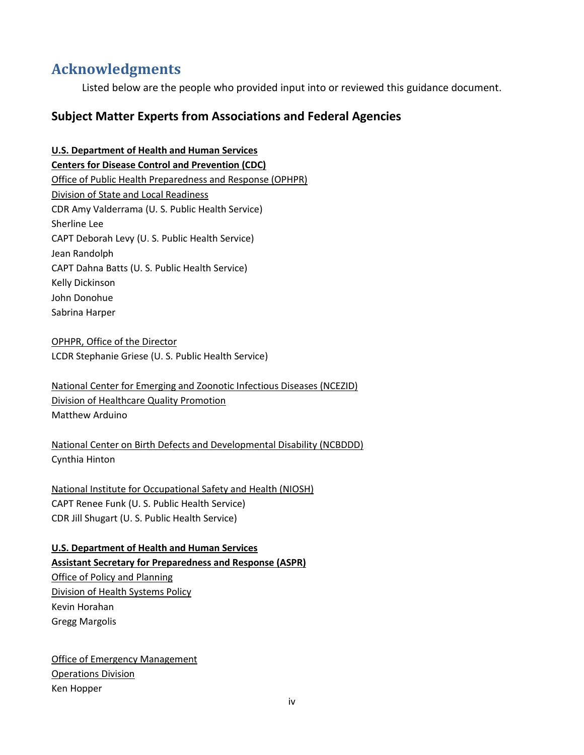# Acknowledgments

Listed below are the people who provided input into or reviewed this guidance document.

## Subject Matter Experts from Associations and Federal Agencies

**U.S. Department of Health and Human Services**
**Centers for Disease Control and Prevention (CDC)**
Office of Public Health Preparedness and Response (OPHPR)
Division of State and Local Readiness
CDR Amy Valderrama (U. S. Public Health Service)
Sherline Lee
CAPT Deborah Levy (U. S. Public Health Service)
Jean Randolph
CAPT Dahna Batts (U. S. Public Health Service)
Kelly Dickinson
John Donohue
Sabrina Harper

OPHPR, Office of the Director
LCDR Stephanie Griese (U. S. Public Health Service)

National Center for Emerging and Zoonotic Infectious Diseases (NCEZID)
Division of Healthcare Quality Promotion
Matthew Arduino

National Center on Birth Defects and Developmental Disability (NCBDDD)
Cynthia Hinton

National Institute for Occupational Safety and Health (NIOSH)
CAPT Renee Funk (U. S. Public Health Service)
CDR Jill Shugart (U. S. Public Health Service)

**U.S. Department of Health and Human Services**
**Assistant Secretary for Preparedness and Response (ASPR)**
Office of Policy and Planning
Division of Health Systems Policy
Kevin Horahan
Gregg Margolis

Office of Emergency Management
Operations Division
Ken Hopper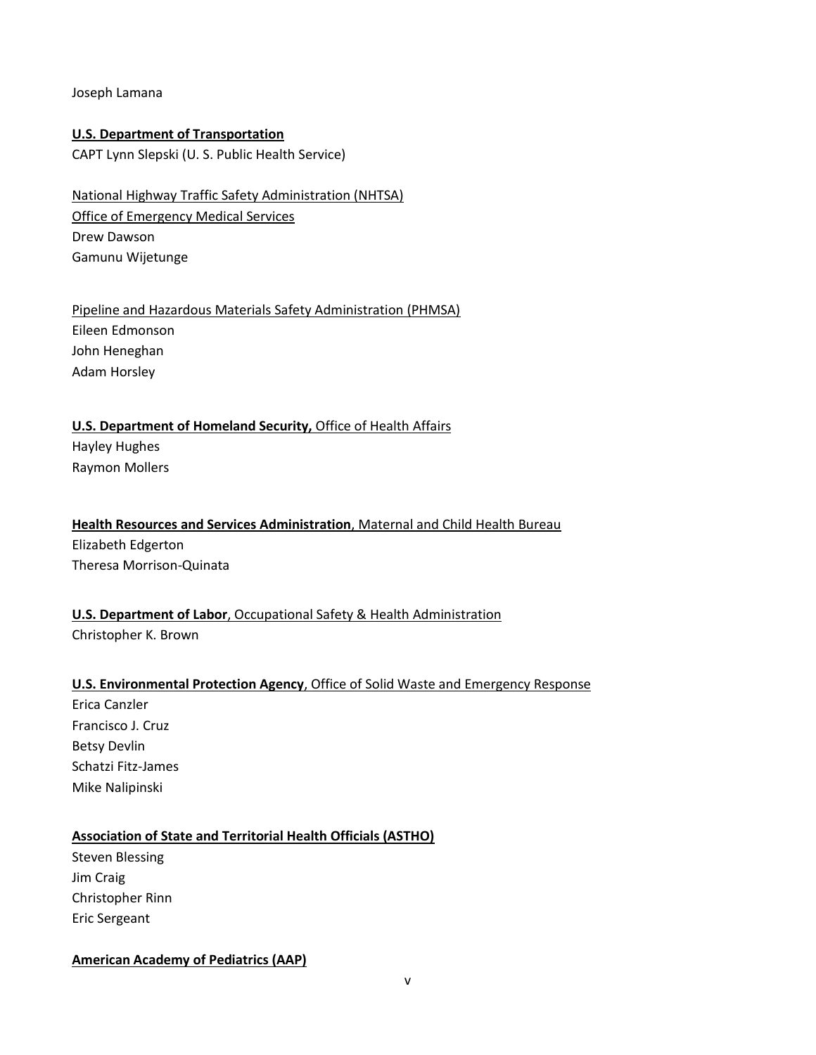Joseph Lamana

**U.S. Department of Transportation**
CAPT Lynn Slepski (U. S. Public Health Service)

National Highway Traffic Safety Administration (NHTSA)
Office of Emergency Medical Services
Drew Dawson
Gamunu Wijetunge

Pipeline and Hazardous Materials Safety Administration (PHMSA)
Eileen Edmonson
John Heneghan
Adam Horsley

**U.S. Department of Homeland Security,** Office of Health Affairs
Hayley Hughes
Raymon Mollers

**Health Resources and Services Administration**, Maternal and Child Health Bureau
Elizabeth Edgerton
Theresa Morrison-Quinata

**U.S. Department of Labor**, Occupational Safety & Health Administration
Christopher K. Brown

**U.S. Environmental Protection Agency**, Office of Solid Waste and Emergency Response
Erica Canzler
Francisco J. Cruz
Betsy Devlin
Schatzi Fitz-James
Mike Nalipinski

**Association of State and Territorial Health Officials (ASTHO)**
Steven Blessing
Jim Craig
Christopher Rinn
Eric Sergeant

**American Academy of Pediatrics (AAP)**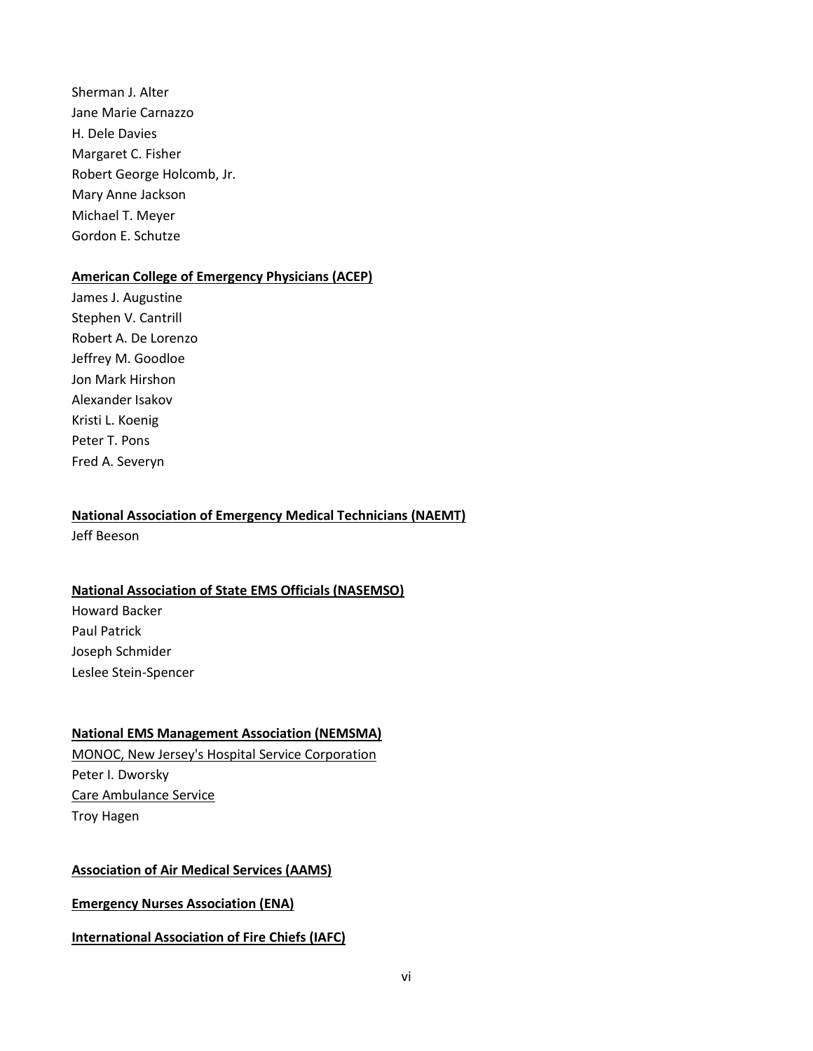Sherman J. Alter
Jane Marie Carnazzo
H. Dele Davies
Margaret C. Fisher
Robert George Holcomb, Jr.
Mary Anne Jackson
Michael T. Meyer
Gordon E. Schutze

**American College of Emergency Physicians (ACEP)**

James J. Augustine
Stephen V. Cantrill
Robert A. De Lorenzo
Jeffrey M. Goodloe
Jon Mark Hirshon
Alexander Isakov
Kristi L. Koenig
Peter T. Pons
Fred A. Severyn

**National Association of Emergency Medical Technicians (NAEMT)**

Jeff Beeson

**National Association of State EMS Officials (NASEMSO)**

Howard Backer
Paul Patrick
Joseph Schmider
Leslee Stein-Spencer

**National EMS Management Association (NEMSMA)**

MONOC, New Jersey's Hospital Service Corporation
Peter I. Dworsky
Care Ambulance Service
Troy Hagen

**Association of Air Medical Services (AAMS)**

**Emergency Nurses Association (ENA)**

**International Association of Fire Chiefs (IAFC)**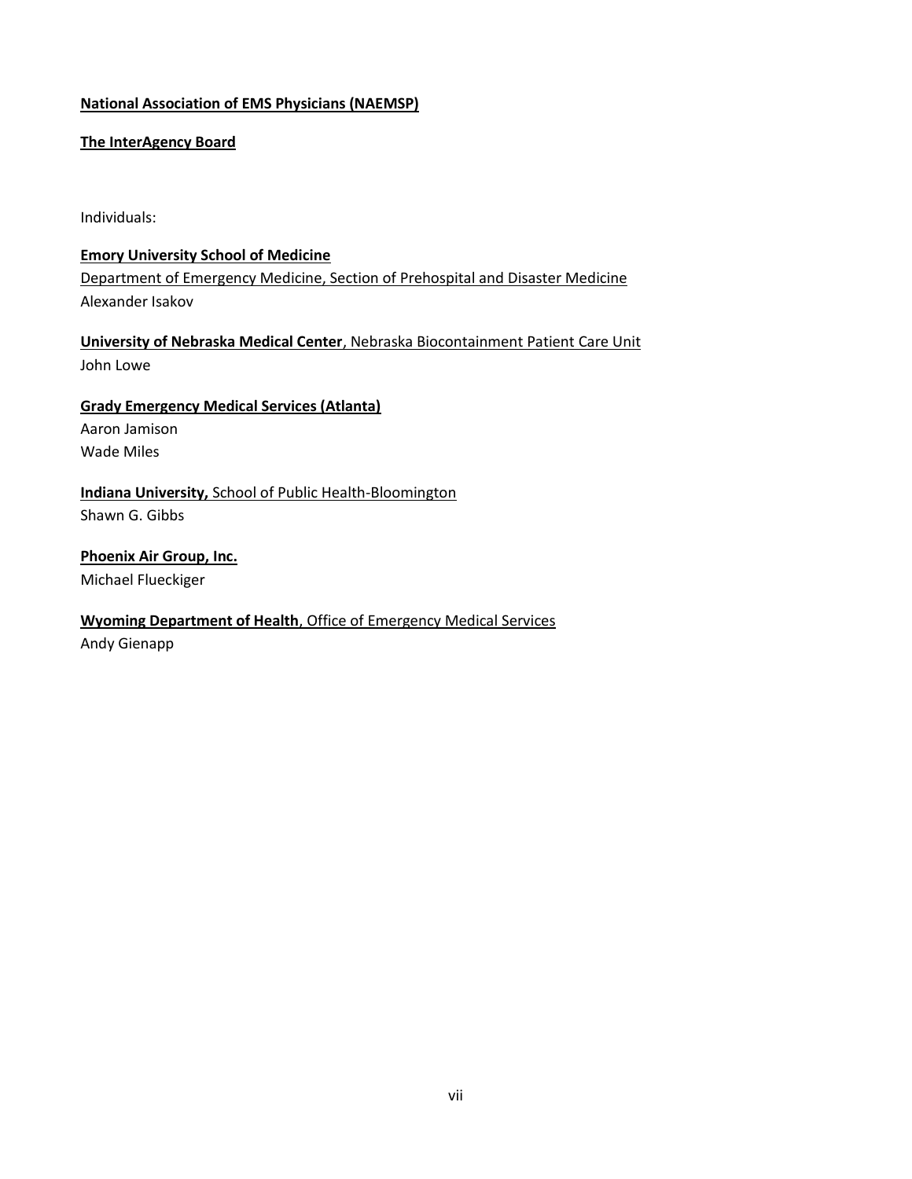**National Association of EMS Physicians (NAEMSP)**

**The InterAgency Board**

Individuals:

**Emory University School of Medicine**
Department of Emergency Medicine, Section of Prehospital and Disaster Medicine
Alexander Isakov

**University of Nebraska Medical Center**, Nebraska Biocontainment Patient Care Unit
John Lowe

**Grady Emergency Medical Services (Atlanta)**
Aaron Jamison
Wade Miles

**Indiana University,** School of Public Health-Bloomington
Shawn G. Gibbs

**Phoenix Air Group, Inc.**
Michael Flueckiger

**Wyoming Department of Health**, Office of Emergency Medical Services
Andy Gienapp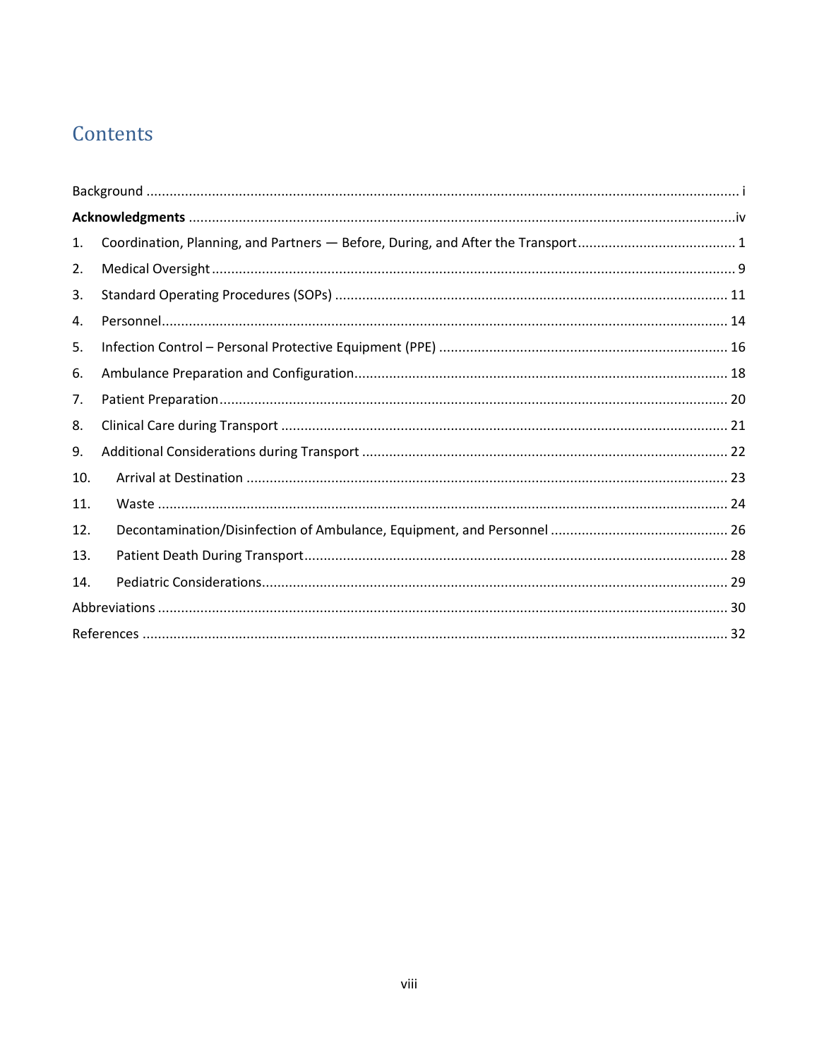# Contents

Background ........ i

**Acknowledgments** ........ iv

1. Coordination, Planning, and Partners — Before, During, and After the Transport ........ 1
2. Medical Oversight ........ 9
3. Standard Operating Procedures (SOPs) ........ 11
4. Personnel ........ 14
5. Infection Control – Personal Protective Equipment (PPE) ........ 16
6. Ambulance Preparation and Configuration ........ 18
7. Patient Preparation ........ 20
8. Clinical Care during Transport ........ 21
9. Additional Considerations during Transport ........ 22
10. Arrival at Destination ........ 23
11. Waste ........ 24
12. Decontamination/Disinfection of Ambulance, Equipment, and Personnel ........ 26
13. Patient Death During Transport ........ 28
14. Pediatric Considerations ........ 29

Abbreviations ........ 30

References ........ 32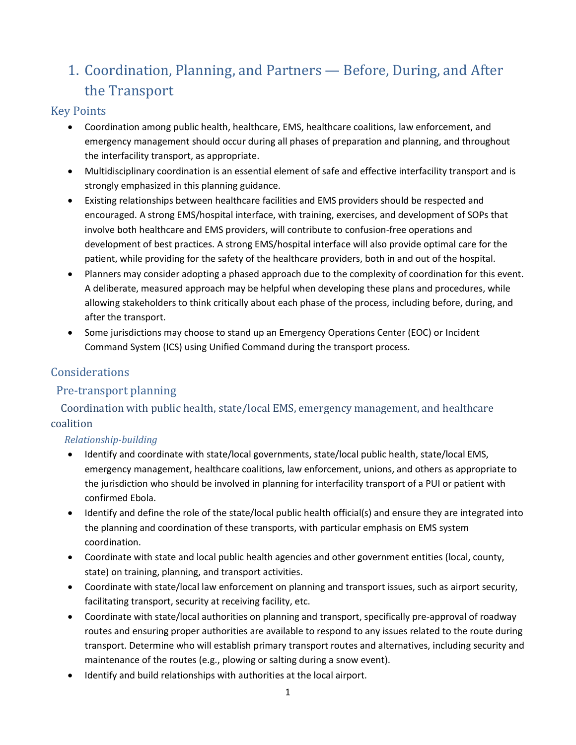# 1. Coordination, Planning, and Partners — Before, During, and After the Transport

## Key Points

- Coordination among public health, healthcare, EMS, healthcare coalitions, law enforcement, and emergency management should occur during all phases of preparation and planning, and throughout the interfacility transport, as appropriate.
- Multidisciplinary coordination is an essential element of safe and effective interfacility transport and is strongly emphasized in this planning guidance.
- Existing relationships between healthcare facilities and EMS providers should be respected and encouraged. A strong EMS/hospital interface, with training, exercises, and development of SOPs that involve both healthcare and EMS providers, will contribute to confusion-free operations and development of best practices. A strong EMS/hospital interface will also provide optimal care for the patient, while providing for the safety of the healthcare providers, both in and out of the hospital.
- Planners may consider adopting a phased approach due to the complexity of coordination for this event. A deliberate, measured approach may be helpful when developing these plans and procedures, while allowing stakeholders to think critically about each phase of the process, including before, during, and after the transport.
- Some jurisdictions may choose to stand up an Emergency Operations Center (EOC) or Incident Command System (ICS) using Unified Command during the transport process.

## Considerations

### Pre-transport planning

#### Coordination with public health, state/local EMS, emergency management, and healthcare coalition

##### *Relationship-building*

- Identify and coordinate with state/local governments, state/local public health, state/local EMS, emergency management, healthcare coalitions, law enforcement, unions, and others as appropriate to the jurisdiction who should be involved in planning for interfacility transport of a PUI or patient with confirmed Ebola.
- Identify and define the role of the state/local public health official(s) and ensure they are integrated into the planning and coordination of these transports, with particular emphasis on EMS system coordination.
- Coordinate with state and local public health agencies and other government entities (local, county, state) on training, planning, and transport activities.
- Coordinate with state/local law enforcement on planning and transport issues, such as airport security, facilitating transport, security at receiving facility, etc.
- Coordinate with state/local authorities on planning and transport, specifically pre-approval of roadway routes and ensuring proper authorities are available to respond to any issues related to the route during transport. Determine who will establish primary transport routes and alternatives, including security and maintenance of the routes (e.g., plowing or salting during a snow event).
- Identify and build relationships with authorities at the local airport.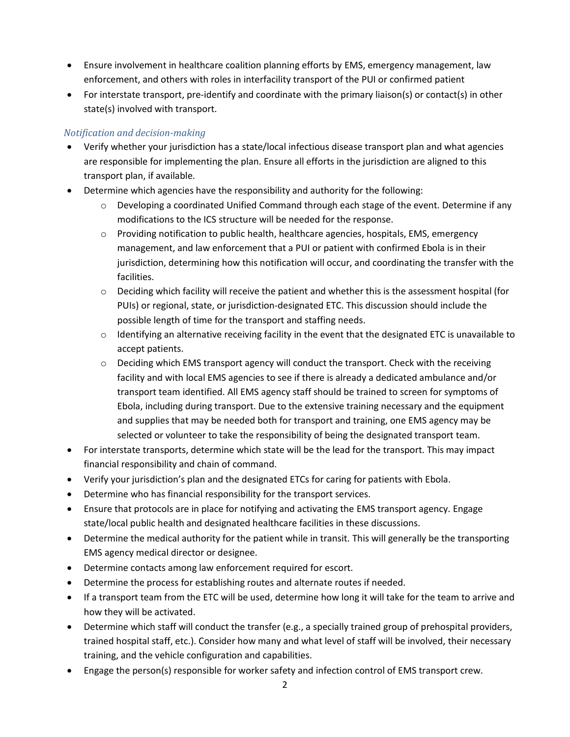- Ensure involvement in healthcare coalition planning efforts by EMS, emergency management, law enforcement, and others with roles in interfacility transport of the PUI or confirmed patient
- For interstate transport, pre-identify and coordinate with the primary liaison(s) or contact(s) in other state(s) involved with transport.

### *Notification and decision-making*

- Verify whether your jurisdiction has a state/local infectious disease transport plan and what agencies are responsible for implementing the plan. Ensure all efforts in the jurisdiction are aligned to this transport plan, if available.
- Determine which agencies have the responsibility and authority for the following:
  - Developing a coordinated Unified Command through each stage of the event. Determine if any modifications to the ICS structure will be needed for the response.
  - Providing notification to public health, healthcare agencies, hospitals, EMS, emergency management, and law enforcement that a PUI or patient with confirmed Ebola is in their jurisdiction, determining how this notification will occur, and coordinating the transfer with the facilities.
  - Deciding which facility will receive the patient and whether this is the assessment hospital (for PUIs) or regional, state, or jurisdiction-designated ETC. This discussion should include the possible length of time for the transport and staffing needs.
  - Identifying an alternative receiving facility in the event that the designated ETC is unavailable to accept patients.
  - Deciding which EMS transport agency will conduct the transport. Check with the receiving facility and with local EMS agencies to see if there is already a dedicated ambulance and/or transport team identified. All EMS agency staff should be trained to screen for symptoms of Ebola, including during transport. Due to the extensive training necessary and the equipment and supplies that may be needed both for transport and training, one EMS agency may be selected or volunteer to take the responsibility of being the designated transport team.
- For interstate transports, determine which state will be the lead for the transport. This may impact financial responsibility and chain of command.
- Verify your jurisdiction's plan and the designated ETCs for caring for patients with Ebola.
- Determine who has financial responsibility for the transport services.
- Ensure that protocols are in place for notifying and activating the EMS transport agency. Engage state/local public health and designated healthcare facilities in these discussions.
- Determine the medical authority for the patient while in transit. This will generally be the transporting EMS agency medical director or designee.
- Determine contacts among law enforcement required for escort.
- Determine the process for establishing routes and alternate routes if needed.
- If a transport team from the ETC will be used, determine how long it will take for the team to arrive and how they will be activated.
- Determine which staff will conduct the transfer (e.g., a specially trained group of prehospital providers, trained hospital staff, etc.). Consider how many and what level of staff will be involved, their necessary training, and the vehicle configuration and capabilities.
- Engage the person(s) responsible for worker safety and infection control of EMS transport crew.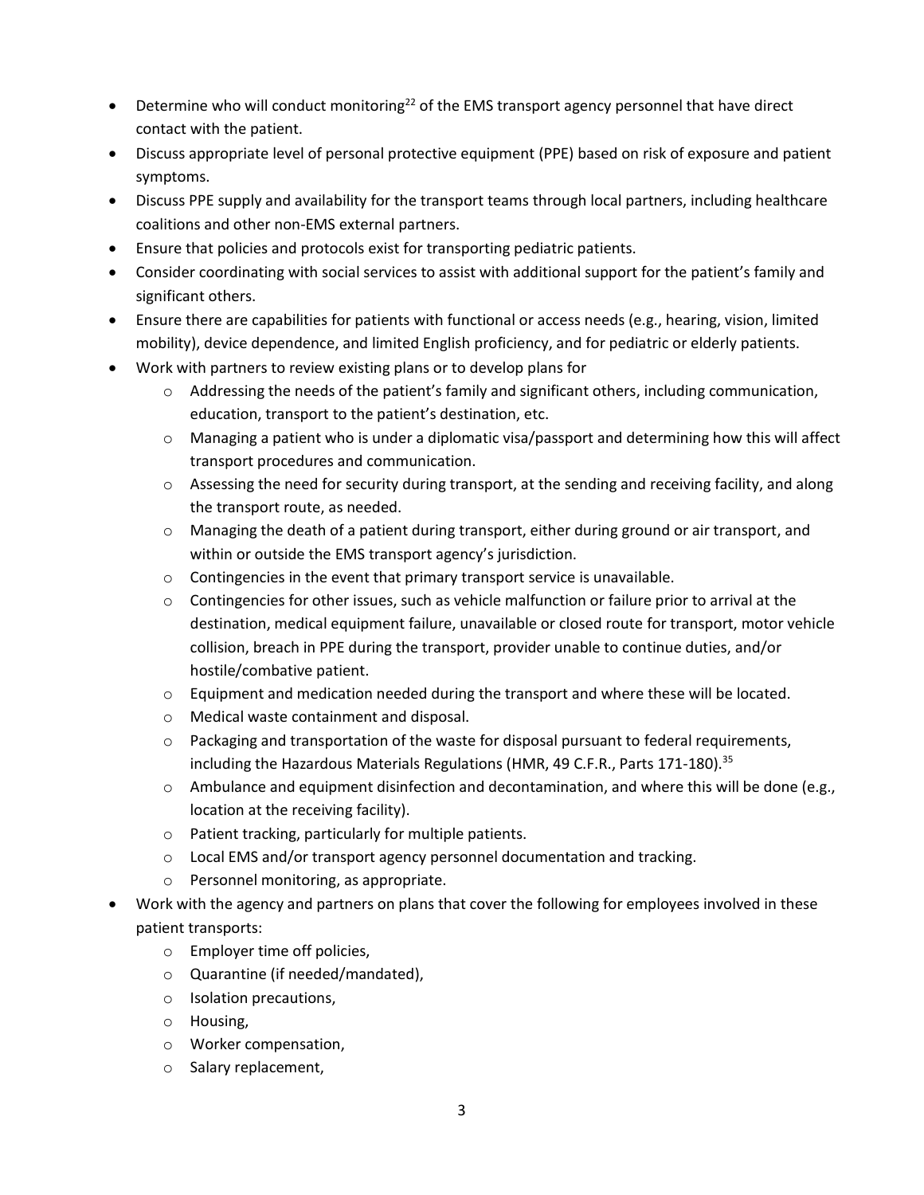- Determine who will conduct monitoring[22] of the EMS transport agency personnel that have direct contact with the patient.
- Discuss appropriate level of personal protective equipment (PPE) based on risk of exposure and patient symptoms.
- Discuss PPE supply and availability for the transport teams through local partners, including healthcare coalitions and other non-EMS external partners.
- Ensure that policies and protocols exist for transporting pediatric patients.
- Consider coordinating with social services to assist with additional support for the patient's family and significant others.
- Ensure there are capabilities for patients with functional or access needs (e.g., hearing, vision, limited mobility), device dependence, and limited English proficiency, and for pediatric or elderly patients.
- Work with partners to review existing plans or to develop plans for
    - Addressing the needs of the patient's family and significant others, including communication, education, transport to the patient's destination, etc.
    - Managing a patient who is under a diplomatic visa/passport and determining how this will affect transport procedures and communication.
    - Assessing the need for security during transport, at the sending and receiving facility, and along the transport route, as needed.
    - Managing the death of a patient during transport, either during ground or air transport, and within or outside the EMS transport agency's jurisdiction.
    - Contingencies in the event that primary transport service is unavailable.
    - Contingencies for other issues, such as vehicle malfunction or failure prior to arrival at the destination, medical equipment failure, unavailable or closed route for transport, motor vehicle collision, breach in PPE during the transport, provider unable to continue duties, and/or hostile/combative patient.
    - Equipment and medication needed during the transport and where these will be located.
    - Medical waste containment and disposal.
    - Packaging and transportation of the waste for disposal pursuant to federal requirements, including the Hazardous Materials Regulations (HMR, 49 C.F.R., Parts 171-180).[35]
    - Ambulance and equipment disinfection and decontamination, and where this will be done (e.g., location at the receiving facility).
    - Patient tracking, particularly for multiple patients.
    - Local EMS and/or transport agency personnel documentation and tracking.
    - Personnel monitoring, as appropriate.
- Work with the agency and partners on plans that cover the following for employees involved in these patient transports:
    - Employer time off policies,
    - Quarantine (if needed/mandated),
    - Isolation precautions,
    - Housing,
    - Worker compensation,
    - Salary replacement,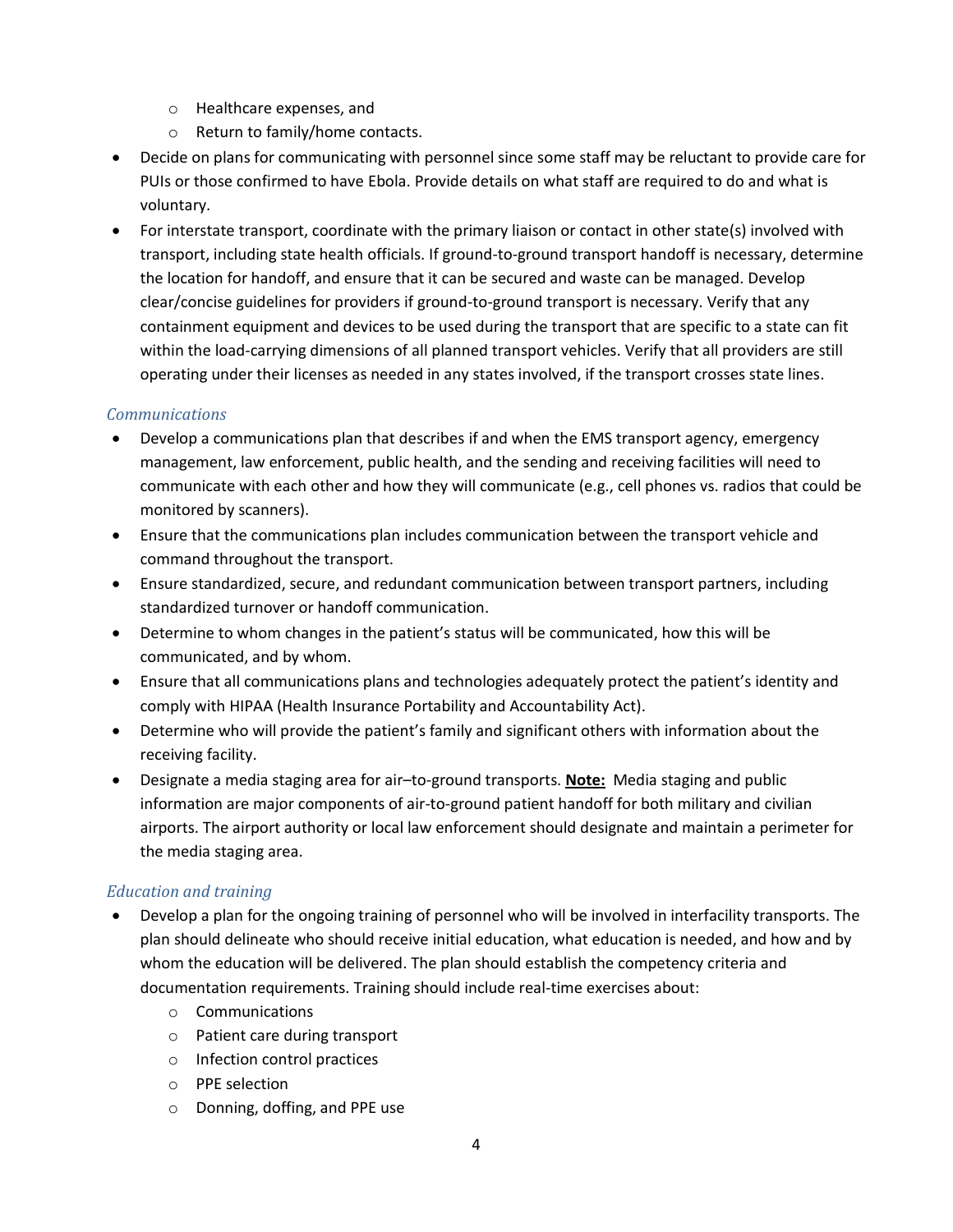- Healthcare expenses, and
    - Return to family/home contacts.
- Decide on plans for communicating with personnel since some staff may be reluctant to provide care for PUIs or those confirmed to have Ebola. Provide details on what staff are required to do and what is voluntary.
- For interstate transport, coordinate with the primary liaison or contact in other state(s) involved with transport, including state health officials. If ground-to-ground transport handoff is necessary, determine the location for handoff, and ensure that it can be secured and waste can be managed. Develop clear/concise guidelines for providers if ground-to-ground transport is necessary. Verify that any containment equipment and devices to be used during the transport that are specific to a state can fit within the load-carrying dimensions of all planned transport vehicles. Verify that all providers are still operating under their licenses as needed in any states involved, if the transport crosses state lines.

### *Communications*

- Develop a communications plan that describes if and when the EMS transport agency, emergency management, law enforcement, public health, and the sending and receiving facilities will need to communicate with each other and how they will communicate (e.g., cell phones vs. radios that could be monitored by scanners).
- Ensure that the communications plan includes communication between the transport vehicle and command throughout the transport.
- Ensure standardized, secure, and redundant communication between transport partners, including standardized turnover or handoff communication.
- Determine to whom changes in the patient's status will be communicated, how this will be communicated, and by whom.
- Ensure that all communications plans and technologies adequately protect the patient's identity and comply with HIPAA (Health Insurance Portability and Accountability Act).
- Determine who will provide the patient's family and significant others with information about the receiving facility.
- Designate a media staging area for air–to-ground transports. **Note:** Media staging and public information are major components of air-to-ground patient handoff for both military and civilian airports. The airport authority or local law enforcement should designate and maintain a perimeter for the media staging area.

### *Education and training*

- Develop a plan for the ongoing training of personnel who will be involved in interfacility transports. The plan should delineate who should receive initial education, what education is needed, and how and by whom the education will be delivered. The plan should establish the competency criteria and documentation requirements. Training should include real-time exercises about:
    - Communications
    - Patient care during transport
    - Infection control practices
    - PPE selection
    - Donning, doffing, and PPE use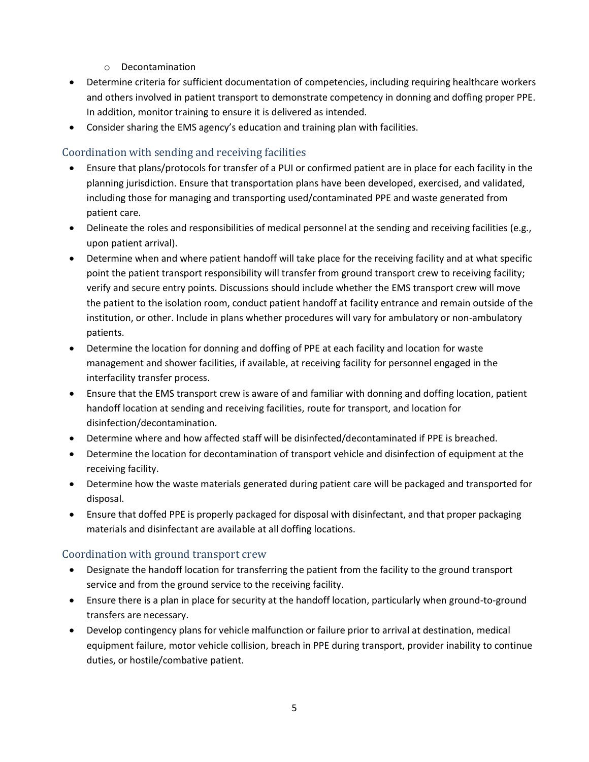- Decontamination
- Determine criteria for sufficient documentation of competencies, including requiring healthcare workers and others involved in patient transport to demonstrate competency in donning and doffing proper PPE. In addition, monitor training to ensure it is delivered as intended.
- Consider sharing the EMS agency's education and training plan with facilities.

### Coordination with sending and receiving facilities

- Ensure that plans/protocols for transfer of a PUI or confirmed patient are in place for each facility in the planning jurisdiction. Ensure that transportation plans have been developed, exercised, and validated, including those for managing and transporting used/contaminated PPE and waste generated from patient care.
- Delineate the roles and responsibilities of medical personnel at the sending and receiving facilities (e.g., upon patient arrival).
- Determine when and where patient handoff will take place for the receiving facility and at what specific point the patient transport responsibility will transfer from ground transport crew to receiving facility; verify and secure entry points. Discussions should include whether the EMS transport crew will move the patient to the isolation room, conduct patient handoff at facility entrance and remain outside of the institution, or other. Include in plans whether procedures will vary for ambulatory or non-ambulatory patients.
- Determine the location for donning and doffing of PPE at each facility and location for waste management and shower facilities, if available, at receiving facility for personnel engaged in the interfacility transfer process.
- Ensure that the EMS transport crew is aware of and familiar with donning and doffing location, patient handoff location at sending and receiving facilities, route for transport, and location for disinfection/decontamination.
- Determine where and how affected staff will be disinfected/decontaminated if PPE is breached.
- Determine the location for decontamination of transport vehicle and disinfection of equipment at the receiving facility.
- Determine how the waste materials generated during patient care will be packaged and transported for disposal.
- Ensure that doffed PPE is properly packaged for disposal with disinfectant, and that proper packaging materials and disinfectant are available at all doffing locations.

### Coordination with ground transport crew

- Designate the handoff location for transferring the patient from the facility to the ground transport service and from the ground service to the receiving facility.
- Ensure there is a plan in place for security at the handoff location, particularly when ground-to-ground transfers are necessary.
- Develop contingency plans for vehicle malfunction or failure prior to arrival at destination, medical equipment failure, motor vehicle collision, breach in PPE during transport, provider inability to continue duties, or hostile/combative patient.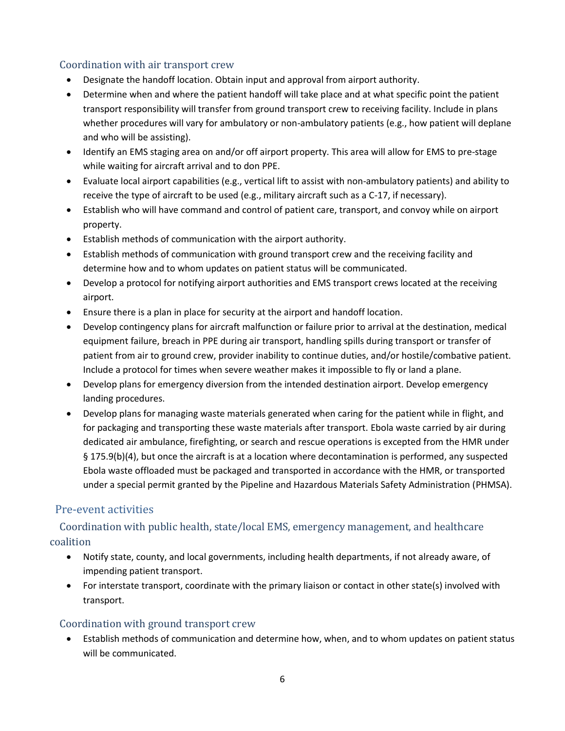### Coordination with air transport crew

- Designate the handoff location. Obtain input and approval from airport authority.
- Determine when and where the patient handoff will take place and at what specific point the patient transport responsibility will transfer from ground transport crew to receiving facility. Include in plans whether procedures will vary for ambulatory or non-ambulatory patients (e.g., how patient will deplane and who will be assisting).
- Identify an EMS staging area on and/or off airport property. This area will allow for EMS to pre-stage while waiting for aircraft arrival and to don PPE.
- Evaluate local airport capabilities (e.g., vertical lift to assist with non-ambulatory patients) and ability to receive the type of aircraft to be used (e.g., military aircraft such as a C-17, if necessary).
- Establish who will have command and control of patient care, transport, and convoy while on airport property.
- Establish methods of communication with the airport authority.
- Establish methods of communication with ground transport crew and the receiving facility and determine how and to whom updates on patient status will be communicated.
- Develop a protocol for notifying airport authorities and EMS transport crews located at the receiving airport.
- Ensure there is a plan in place for security at the airport and handoff location.
- Develop contingency plans for aircraft malfunction or failure prior to arrival at the destination, medical equipment failure, breach in PPE during air transport, handling spills during transport or transfer of patient from air to ground crew, provider inability to continue duties, and/or hostile/combative patient. Include a protocol for times when severe weather makes it impossible to fly or land a plane.
- Develop plans for emergency diversion from the intended destination airport. Develop emergency landing procedures.
- Develop plans for managing waste materials generated when caring for the patient while in flight, and for packaging and transporting these waste materials after transport. Ebola waste carried by air during dedicated air ambulance, firefighting, or search and rescue operations is excepted from the HMR under § 175.9(b)(4), but once the aircraft is at a location where decontamination is performed, any suspected Ebola waste offloaded must be packaged and transported in accordance with the HMR, or transported under a special permit granted by the Pipeline and Hazardous Materials Safety Administration (PHMSA).

## Pre-event activities

### Coordination with public health, state/local EMS, emergency management, and healthcare coalition

- Notify state, county, and local governments, including health departments, if not already aware, of impending patient transport.
- For interstate transport, coordinate with the primary liaison or contact in other state(s) involved with transport.

### Coordination with ground transport crew

- Establish methods of communication and determine how, when, and to whom updates on patient status will be communicated.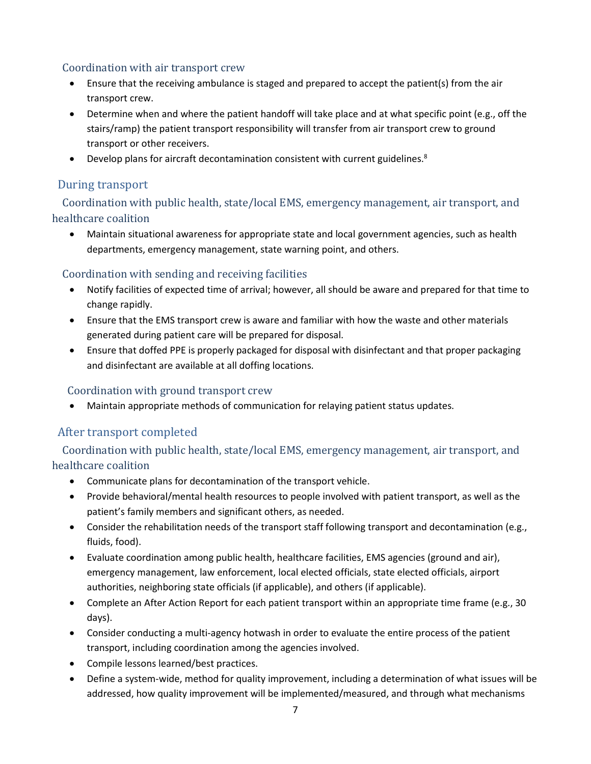### Coordination with air transport crew

- Ensure that the receiving ambulance is staged and prepared to accept the patient(s) from the air transport crew.
- Determine when and where the patient handoff will take place and at what specific point (e.g., off the stairs/ramp) the patient transport responsibility will transfer from air transport crew to ground transport or other receivers.
- Develop plans for aircraft decontamination consistent with current guidelines.[8]

## During transport

### Coordination with public health, state/local EMS, emergency management, air transport, and healthcare coalition

- Maintain situational awareness for appropriate state and local government agencies, such as health departments, emergency management, state warning point, and others.

### Coordination with sending and receiving facilities

- Notify facilities of expected time of arrival; however, all should be aware and prepared for that time to change rapidly.
- Ensure that the EMS transport crew is aware and familiar with how the waste and other materials generated during patient care will be prepared for disposal.
- Ensure that doffed PPE is properly packaged for disposal with disinfectant and that proper packaging and disinfectant are available at all doffing locations.

### Coordination with ground transport crew

- Maintain appropriate methods of communication for relaying patient status updates.

## After transport completed

### Coordination with public health, state/local EMS, emergency management, air transport, and healthcare coalition

- Communicate plans for decontamination of the transport vehicle.
- Provide behavioral/mental health resources to people involved with patient transport, as well as the patient's family members and significant others, as needed.
- Consider the rehabilitation needs of the transport staff following transport and decontamination (e.g., fluids, food).
- Evaluate coordination among public health, healthcare facilities, EMS agencies (ground and air), emergency management, law enforcement, local elected officials, state elected officials, airport authorities, neighboring state officials (if applicable), and others (if applicable).
- Complete an After Action Report for each patient transport within an appropriate time frame (e.g., 30 days).
- Consider conducting a multi-agency hotwash in order to evaluate the entire process of the patient transport, including coordination among the agencies involved.
- Compile lessons learned/best practices.
- Define a system-wide, method for quality improvement, including a determination of what issues will be addressed, how quality improvement will be implemented/measured, and through what mechanisms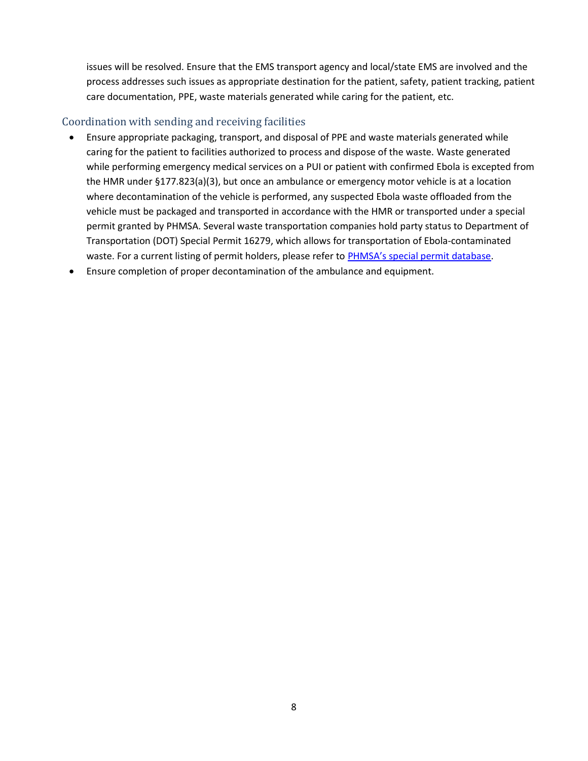issues will be resolved. Ensure that the EMS transport agency and local/state EMS are involved and the process addresses such issues as appropriate destination for the patient, safety, patient tracking, patient care documentation, PPE, waste materials generated while caring for the patient, etc.

## Coordination with sending and receiving facilities

- Ensure appropriate packaging, transport, and disposal of PPE and waste materials generated while caring for the patient to facilities authorized to process and dispose of the waste. Waste generated while performing emergency medical services on a PUI or patient with confirmed Ebola is excepted from the HMR under §177.823(a)(3), but once an ambulance or emergency motor vehicle is at a location where decontamination of the vehicle is performed, any suspected Ebola waste offloaded from the vehicle must be packaged and transported in accordance with the HMR or transported under a special permit granted by PHMSA. Several waste transportation companies hold party status to Department of Transportation (DOT) Special Permit 16279, which allows for transportation of Ebola-contaminated waste. For a current listing of permit holders, please refer to PHMSA's special permit database.
- Ensure completion of proper decontamination of the ambulance and equipment.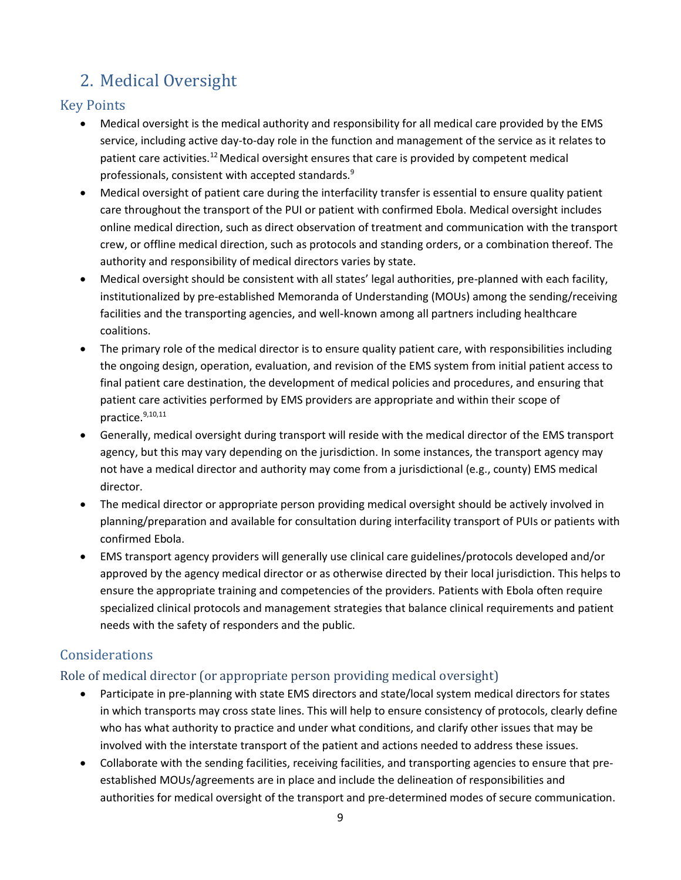## 2. Medical Oversight

### Key Points

- Medical oversight is the medical authority and responsibility for all medical care provided by the EMS service, including active day-to-day role in the function and management of the service as it relates to patient care activities.[12] Medical oversight ensures that care is provided by competent medical professionals, consistent with accepted standards.[9]
- Medical oversight of patient care during the interfacility transfer is essential to ensure quality patient care throughout the transport of the PUI or patient with confirmed Ebola. Medical oversight includes online medical direction, such as direct observation of treatment and communication with the transport crew, or offline medical direction, such as protocols and standing orders, or a combination thereof. The authority and responsibility of medical directors varies by state.
- Medical oversight should be consistent with all states' legal authorities, pre-planned with each facility, institutionalized by pre-established Memoranda of Understanding (MOUs) among the sending/receiving facilities and the transporting agencies, and well-known among all partners including healthcare coalitions.
- The primary role of the medical director is to ensure quality patient care, with responsibilities including the ongoing design, operation, evaluation, and revision of the EMS system from initial patient access to final patient care destination, the development of medical policies and procedures, and ensuring that patient care activities performed by EMS providers are appropriate and within their scope of practice.[9,10,11]
- Generally, medical oversight during transport will reside with the medical director of the EMS transport agency, but this may vary depending on the jurisdiction. In some instances, the transport agency may not have a medical director and authority may come from a jurisdictional (e.g., county) EMS medical director.
- The medical director or appropriate person providing medical oversight should be actively involved in planning/preparation and available for consultation during interfacility transport of PUIs or patients with confirmed Ebola.
- EMS transport agency providers will generally use clinical care guidelines/protocols developed and/or approved by the agency medical director or as otherwise directed by their local jurisdiction. This helps to ensure the appropriate training and competencies of the providers. Patients with Ebola often require specialized clinical protocols and management strategies that balance clinical requirements and patient needs with the safety of responders and the public.

### Considerations

### Role of medical director (or appropriate person providing medical oversight)

- Participate in pre-planning with state EMS directors and state/local system medical directors for states in which transports may cross state lines. This will help to ensure consistency of protocols, clearly define who has what authority to practice and under what conditions, and clarify other issues that may be involved with the interstate transport of the patient and actions needed to address these issues.
- Collaborate with the sending facilities, receiving facilities, and transporting agencies to ensure that pre-established MOUs/agreements are in place and include the delineation of responsibilities and authorities for medical oversight of the transport and pre-determined modes of secure communication.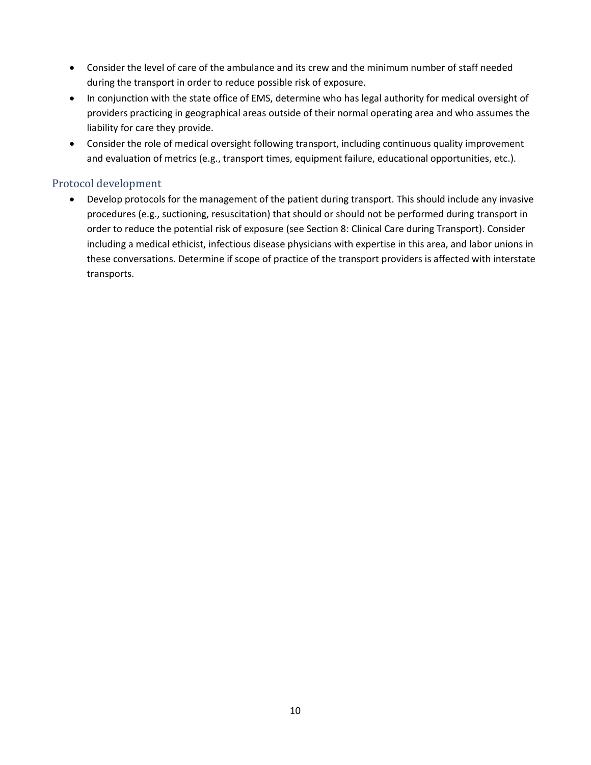- Consider the level of care of the ambulance and its crew and the minimum number of staff needed during the transport in order to reduce possible risk of exposure.
- In conjunction with the state office of EMS, determine who has legal authority for medical oversight of providers practicing in geographical areas outside of their normal operating area and who assumes the liability for care they provide.
- Consider the role of medical oversight following transport, including continuous quality improvement and evaluation of metrics (e.g., transport times, equipment failure, educational opportunities, etc.).

### Protocol development

- Develop protocols for the management of the patient during transport. This should include any invasive procedures (e.g., suctioning, resuscitation) that should or should not be performed during transport in order to reduce the potential risk of exposure (see Section 8: Clinical Care during Transport). Consider including a medical ethicist, infectious disease physicians with expertise in this area, and labor unions in these conversations. Determine if scope of practice of the transport providers is affected with interstate transports.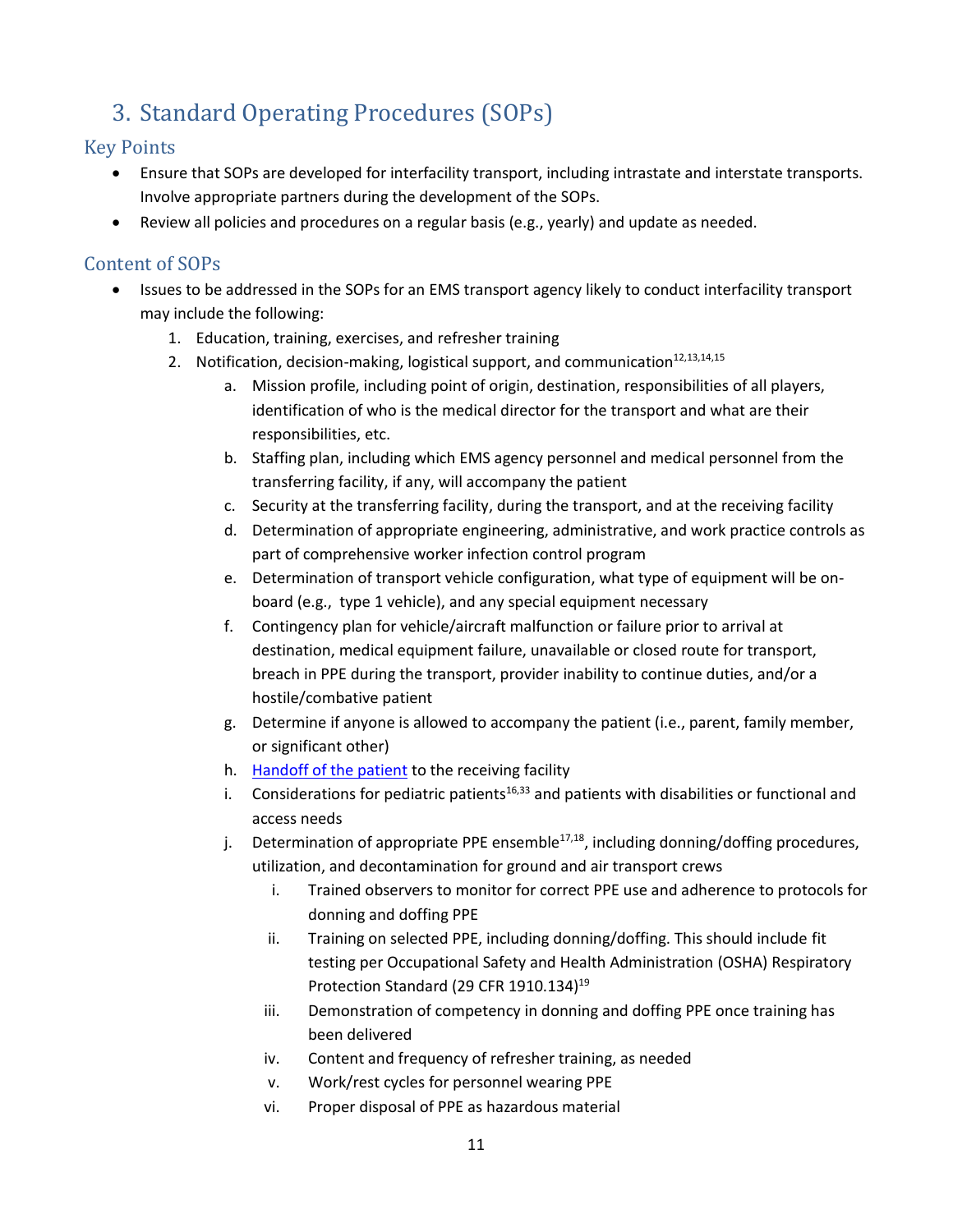# 3. Standard Operating Procedures (SOPs)

## Key Points

- Ensure that SOPs are developed for interfacility transport, including intrastate and interstate transports. Involve appropriate partners during the development of the SOPs.
- Review all policies and procedures on a regular basis (e.g., yearly) and update as needed.

## Content of SOPs

- Issues to be addressed in the SOPs for an EMS transport agency likely to conduct interfacility transport may include the following:
    1. Education, training, exercises, and refresher training
    2. Notification, decision-making, logistical support, and communication[12,13,14,15]
        a. Mission profile, including point of origin, destination, responsibilities of all players, identification of who is the medical director for the transport and what are their responsibilities, etc.
        b. Staffing plan, including which EMS agency personnel and medical personnel from the transferring facility, if any, will accompany the patient
        c. Security at the transferring facility, during the transport, and at the receiving facility
        d. Determination of appropriate engineering, administrative, and work practice controls as part of comprehensive worker infection control program
        e. Determination of transport vehicle configuration, what type of equipment will be on-board (e.g., type 1 vehicle), and any special equipment necessary
        f. Contingency plan for vehicle/aircraft malfunction or failure prior to arrival at destination, medical equipment failure, unavailable or closed route for transport, breach in PPE during the transport, provider inability to continue duties, and/or a hostile/combative patient
        g. Determine if anyone is allowed to accompany the patient (i.e., parent, family member, or significant other)
        h. Handoff of the patient to the receiving facility
        i. Considerations for pediatric patients[16,33] and patients with disabilities or functional and access needs
        j. Determination of appropriate PPE ensemble[17,18], including donning/doffing procedures, utilization, and decontamination for ground and air transport crews
            i. Trained observers to monitor for correct PPE use and adherence to protocols for donning and doffing PPE
            ii. Training on selected PPE, including donning/doffing. This should include fit testing per Occupational Safety and Health Administration (OSHA) Respiratory Protection Standard (29 CFR 1910.134)[19]
            iii. Demonstration of competency in donning and doffing PPE once training has been delivered
            iv. Content and frequency of refresher training, as needed
            v. Work/rest cycles for personnel wearing PPE
            vi. Proper disposal of PPE as hazardous material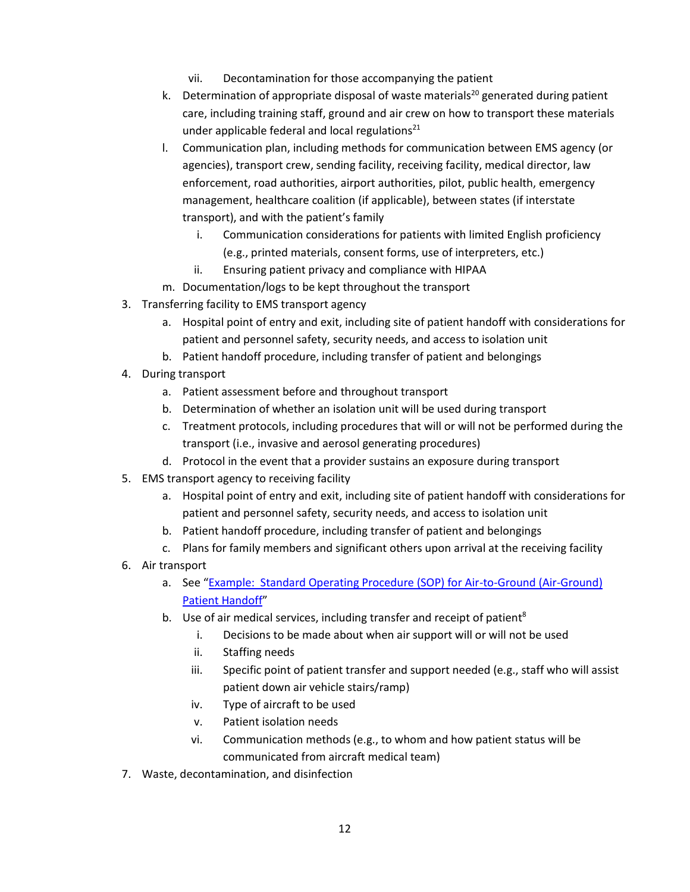vii. Decontamination for those accompanying the patient
   k. Determination of appropriate disposal of waste materials[20] generated during patient care, including training staff, ground and air crew on how to transport these materials under applicable federal and local regulations[21]
   l. Communication plan, including methods for communication between EMS agency (or agencies), transport crew, sending facility, receiving facility, medical director, law enforcement, road authorities, airport authorities, pilot, public health, emergency management, healthcare coalition (if applicable), between states (if interstate transport), and with the patient's family
      i. Communication considerations for patients with limited English proficiency (e.g., printed materials, consent forms, use of interpreters, etc.)
      ii. Ensuring patient privacy and compliance with HIPAA
   m. Documentation/logs to be kept throughout the transport
3. Transferring facility to EMS transport agency
   a. Hospital point of entry and exit, including site of patient handoff with considerations for patient and personnel safety, security needs, and access to isolation unit
   b. Patient handoff procedure, including transfer of patient and belongings
4. During transport
   a. Patient assessment before and throughout transport
   b. Determination of whether an isolation unit will be used during transport
   c. Treatment protocols, including procedures that will or will not be performed during the transport (i.e., invasive and aerosol generating procedures)
   d. Protocol in the event that a provider sustains an exposure during transport
5. EMS transport agency to receiving facility
   a. Hospital point of entry and exit, including site of patient handoff with considerations for patient and personnel safety, security needs, and access to isolation unit
   b. Patient handoff procedure, including transfer of patient and belongings
   c. Plans for family members and significant others upon arrival at the receiving facility
6. Air transport
   a. See "Example: Standard Operating Procedure (SOP) for Air-to-Ground (Air-Ground) Patient Handoff"
   b. Use of air medical services, including transfer and receipt of patient[8]
      i. Decisions to be made about when air support will or will not be used
      ii. Staffing needs
      iii. Specific point of patient transfer and support needed (e.g., staff who will assist patient down air vehicle stairs/ramp)
      iv. Type of aircraft to be used
      v. Patient isolation needs
      vi. Communication methods (e.g., to whom and how patient status will be communicated from aircraft medical team)
7. Waste, decontamination, and disinfection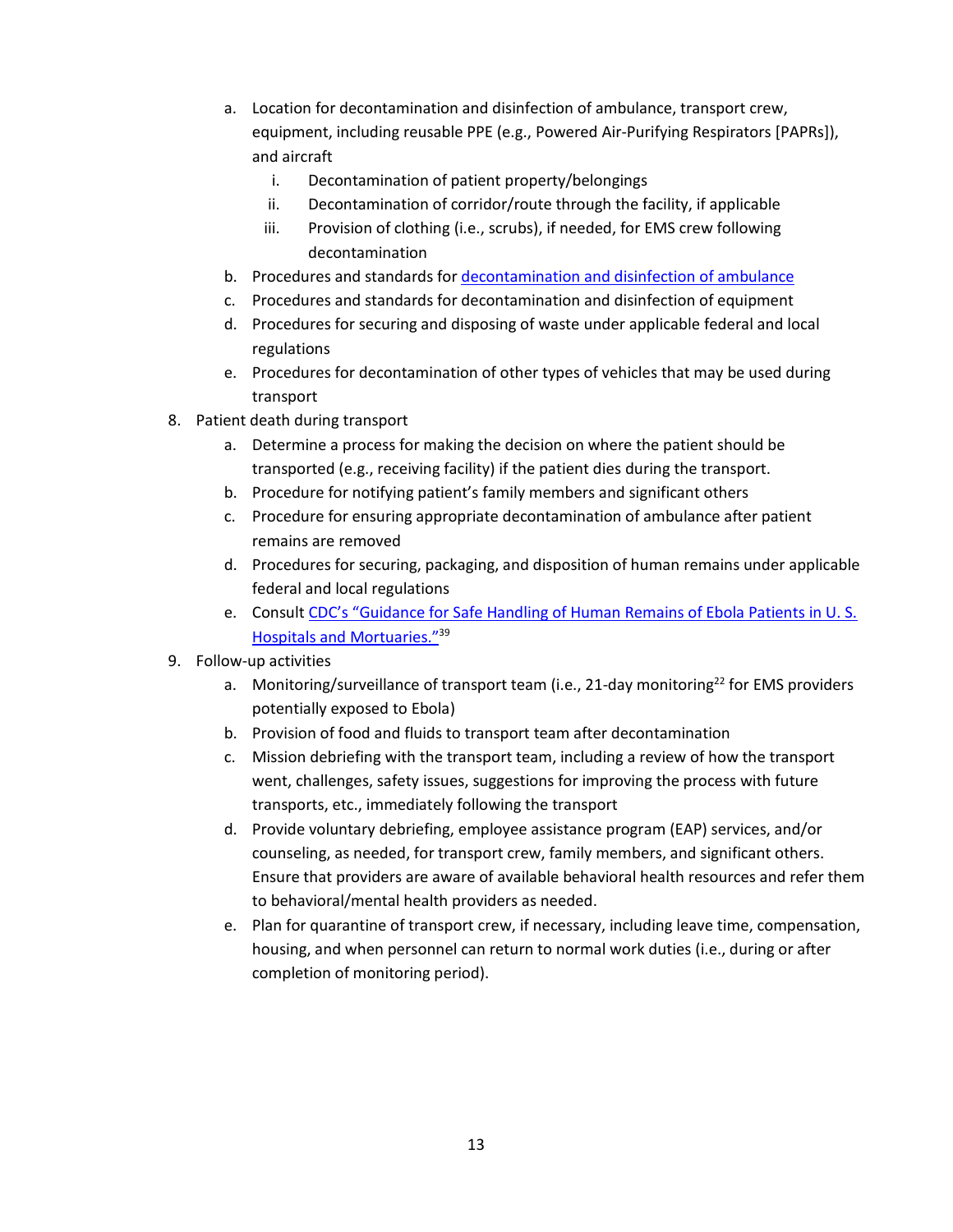a. Location for decontamination and disinfection of ambulance, transport crew, equipment, including reusable PPE (e.g., Powered Air-Purifying Respirators [PAPRs]), and aircraft
      i. Decontamination of patient property/belongings
      ii. Decontamination of corridor/route through the facility, if applicable
      iii. Provision of clothing (i.e., scrubs), if needed, for EMS crew following decontamination
   b. Procedures and standards for decontamination and disinfection of ambulance
   c. Procedures and standards for decontamination and disinfection of equipment
   d. Procedures for securing and disposing of waste under applicable federal and local regulations
   e. Procedures for decontamination of other types of vehicles that may be used during transport

8. Patient death during transport
   a. Determine a process for making the decision on where the patient should be transported (e.g., receiving facility) if the patient dies during the transport.
   b. Procedure for notifying patient's family members and significant others
   c. Procedure for ensuring appropriate decontamination of ambulance after patient remains are removed
   d. Procedures for securing, packaging, and disposition of human remains under applicable federal and local regulations
   e. Consult CDC's "Guidance for Safe Handling of Human Remains of Ebola Patients in U. S. Hospitals and Mortuaries."[39]

9. Follow-up activities
   a. Monitoring/surveillance of transport team (i.e., 21-day monitoring[22] for EMS providers potentially exposed to Ebola)
   b. Provision of food and fluids to transport team after decontamination
   c. Mission debriefing with the transport team, including a review of how the transport went, challenges, safety issues, suggestions for improving the process with future transports, etc., immediately following the transport
   d. Provide voluntary debriefing, employee assistance program (EAP) services, and/or counseling, as needed, for transport crew, family members, and significant others. Ensure that providers are aware of available behavioral health resources and refer them to behavioral/mental health providers as needed.
   e. Plan for quarantine of transport crew, if necessary, including leave time, compensation, housing, and when personnel can return to normal work duties (i.e., during or after completion of monitoring period).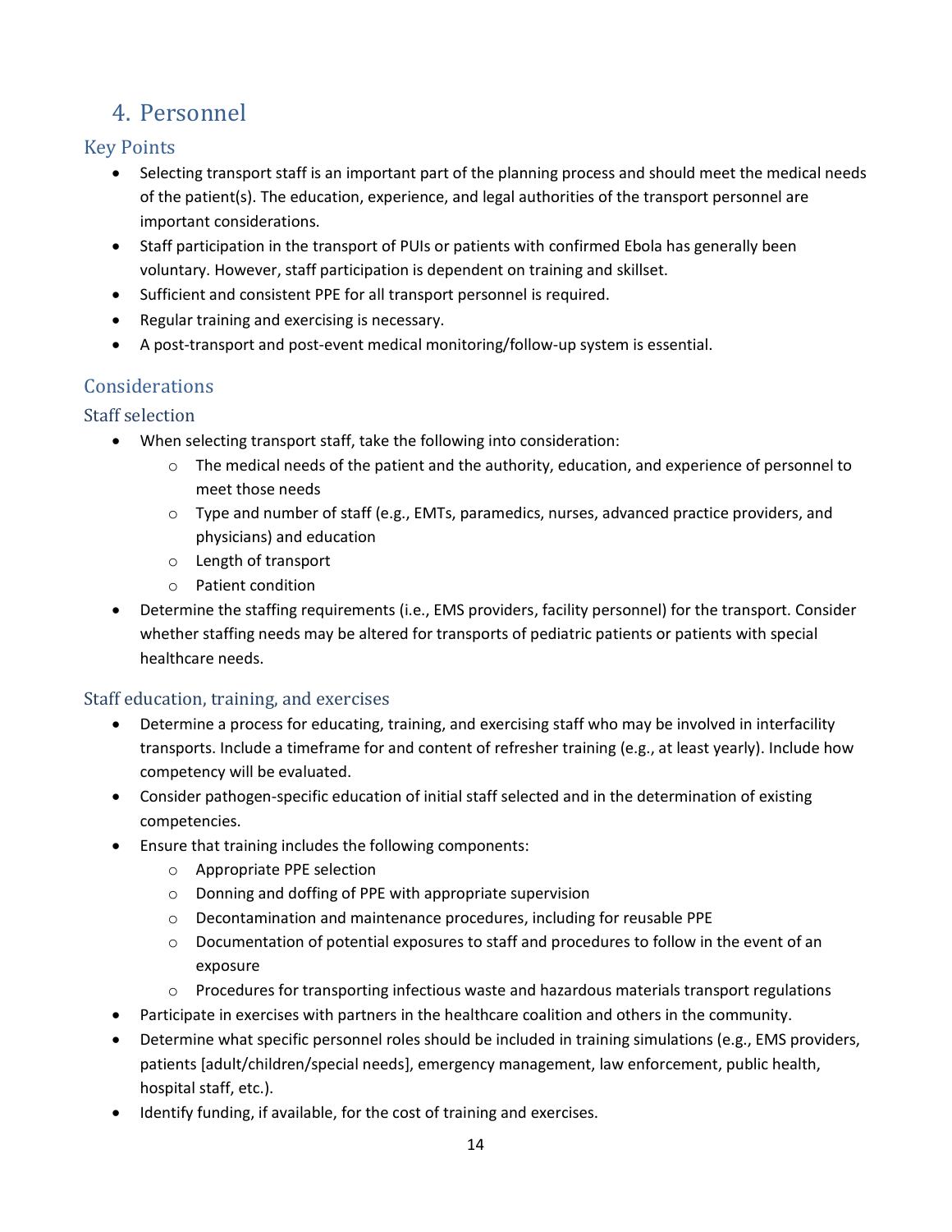# 4. Personnel

## Key Points

- Selecting transport staff is an important part of the planning process and should meet the medical needs of the patient(s). The education, experience, and legal authorities of the transport personnel are important considerations.
- Staff participation in the transport of PUIs or patients with confirmed Ebola has generally been voluntary. However, staff participation is dependent on training and skillset.
- Sufficient and consistent PPE for all transport personnel is required.
- Regular training and exercising is necessary.
- A post-transport and post-event medical monitoring/follow-up system is essential.

## Considerations

### Staff selection

- When selecting transport staff, take the following into consideration:
  - The medical needs of the patient and the authority, education, and experience of personnel to meet those needs
  - Type and number of staff (e.g., EMTs, paramedics, nurses, advanced practice providers, and physicians) and education
  - Length of transport
  - Patient condition
- Determine the staffing requirements (i.e., EMS providers, facility personnel) for the transport. Consider whether staffing needs may be altered for transports of pediatric patients or patients with special healthcare needs.

### Staff education, training, and exercises

- Determine a process for educating, training, and exercising staff who may be involved in interfacility transports. Include a timeframe for and content of refresher training (e.g., at least yearly). Include how competency will be evaluated.
- Consider pathogen-specific education of initial staff selected and in the determination of existing competencies.
- Ensure that training includes the following components:
  - Appropriate PPE selection
  - Donning and doffing of PPE with appropriate supervision
  - Decontamination and maintenance procedures, including for reusable PPE
  - Documentation of potential exposures to staff and procedures to follow in the event of an exposure
  - Procedures for transporting infectious waste and hazardous materials transport regulations
- Participate in exercises with partners in the healthcare coalition and others in the community.
- Determine what specific personnel roles should be included in training simulations (e.g., EMS providers, patients [adult/children/special needs], emergency management, law enforcement, public health, hospital staff, etc.).
- Identify funding, if available, for the cost of training and exercises.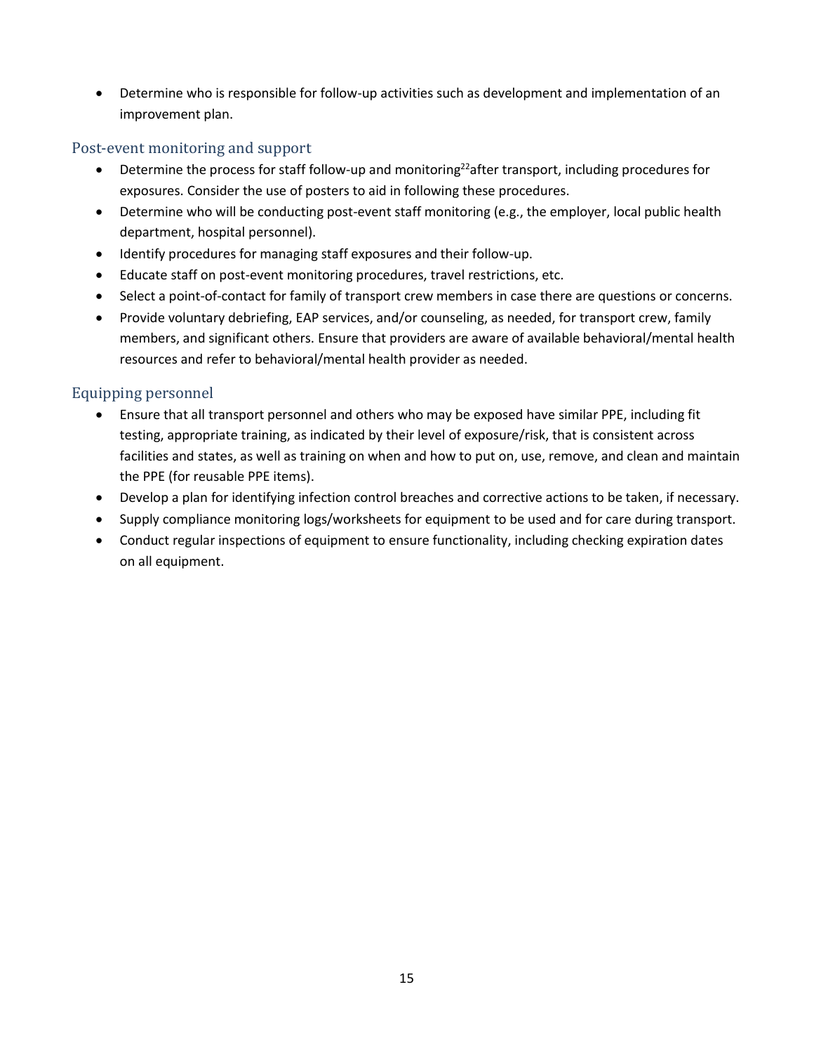- Determine who is responsible for follow-up activities such as development and implementation of an improvement plan.

### Post-event monitoring and support

- Determine the process for staff follow-up and monitoring[22] after transport, including procedures for exposures. Consider the use of posters to aid in following these procedures.
- Determine who will be conducting post-event staff monitoring (e.g., the employer, local public health department, hospital personnel).
- Identify procedures for managing staff exposures and their follow-up.
- Educate staff on post-event monitoring procedures, travel restrictions, etc.
- Select a point-of-contact for family of transport crew members in case there are questions or concerns.
- Provide voluntary debriefing, EAP services, and/or counseling, as needed, for transport crew, family members, and significant others. Ensure that providers are aware of available behavioral/mental health resources and refer to behavioral/mental health provider as needed.

### Equipping personnel

- Ensure that all transport personnel and others who may be exposed have similar PPE, including fit testing, appropriate training, as indicated by their level of exposure/risk, that is consistent across facilities and states, as well as training on when and how to put on, use, remove, and clean and maintain the PPE (for reusable PPE items).
- Develop a plan for identifying infection control breaches and corrective actions to be taken, if necessary.
- Supply compliance monitoring logs/worksheets for equipment to be used and for care during transport.
- Conduct regular inspections of equipment to ensure functionality, including checking expiration dates on all equipment.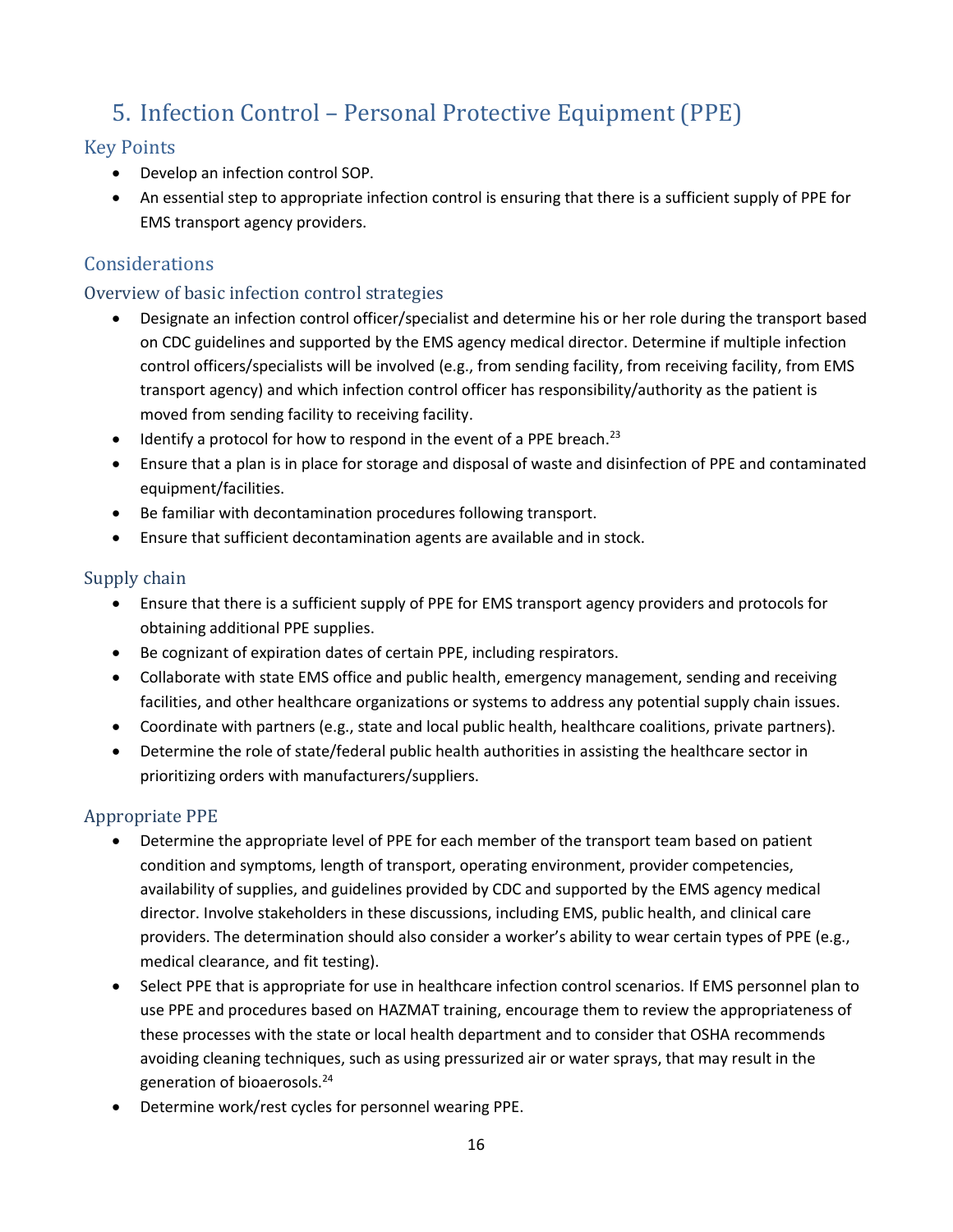# 5. Infection Control – Personal Protective Equipment (PPE)

## Key Points

- Develop an infection control SOP.
- An essential step to appropriate infection control is ensuring that there is a sufficient supply of PPE for EMS transport agency providers.

## Considerations

### Overview of basic infection control strategies

- Designate an infection control officer/specialist and determine his or her role during the transport based on CDC guidelines and supported by the EMS agency medical director. Determine if multiple infection control officers/specialists will be involved (e.g., from sending facility, from receiving facility, from EMS transport agency) and which infection control officer has responsibility/authority as the patient is moved from sending facility to receiving facility.
- Identify a protocol for how to respond in the event of a PPE breach.[23]
- Ensure that a plan is in place for storage and disposal of waste and disinfection of PPE and contaminated equipment/facilities.
- Be familiar with decontamination procedures following transport.
- Ensure that sufficient decontamination agents are available and in stock.

### Supply chain

- Ensure that there is a sufficient supply of PPE for EMS transport agency providers and protocols for obtaining additional PPE supplies.
- Be cognizant of expiration dates of certain PPE, including respirators.
- Collaborate with state EMS office and public health, emergency management, sending and receiving facilities, and other healthcare organizations or systems to address any potential supply chain issues.
- Coordinate with partners (e.g., state and local public health, healthcare coalitions, private partners).
- Determine the role of state/federal public health authorities in assisting the healthcare sector in prioritizing orders with manufacturers/suppliers.

### Appropriate PPE

- Determine the appropriate level of PPE for each member of the transport team based on patient condition and symptoms, length of transport, operating environment, provider competencies, availability of supplies, and guidelines provided by CDC and supported by the EMS agency medical director. Involve stakeholders in these discussions, including EMS, public health, and clinical care providers. The determination should also consider a worker's ability to wear certain types of PPE (e.g., medical clearance, and fit testing).
- Select PPE that is appropriate for use in healthcare infection control scenarios. If EMS personnel plan to use PPE and procedures based on HAZMAT training, encourage them to review the appropriateness of these processes with the state or local health department and to consider that OSHA recommends avoiding cleaning techniques, such as using pressurized air or water sprays, that may result in the generation of bioaerosols.[24]
- Determine work/rest cycles for personnel wearing PPE.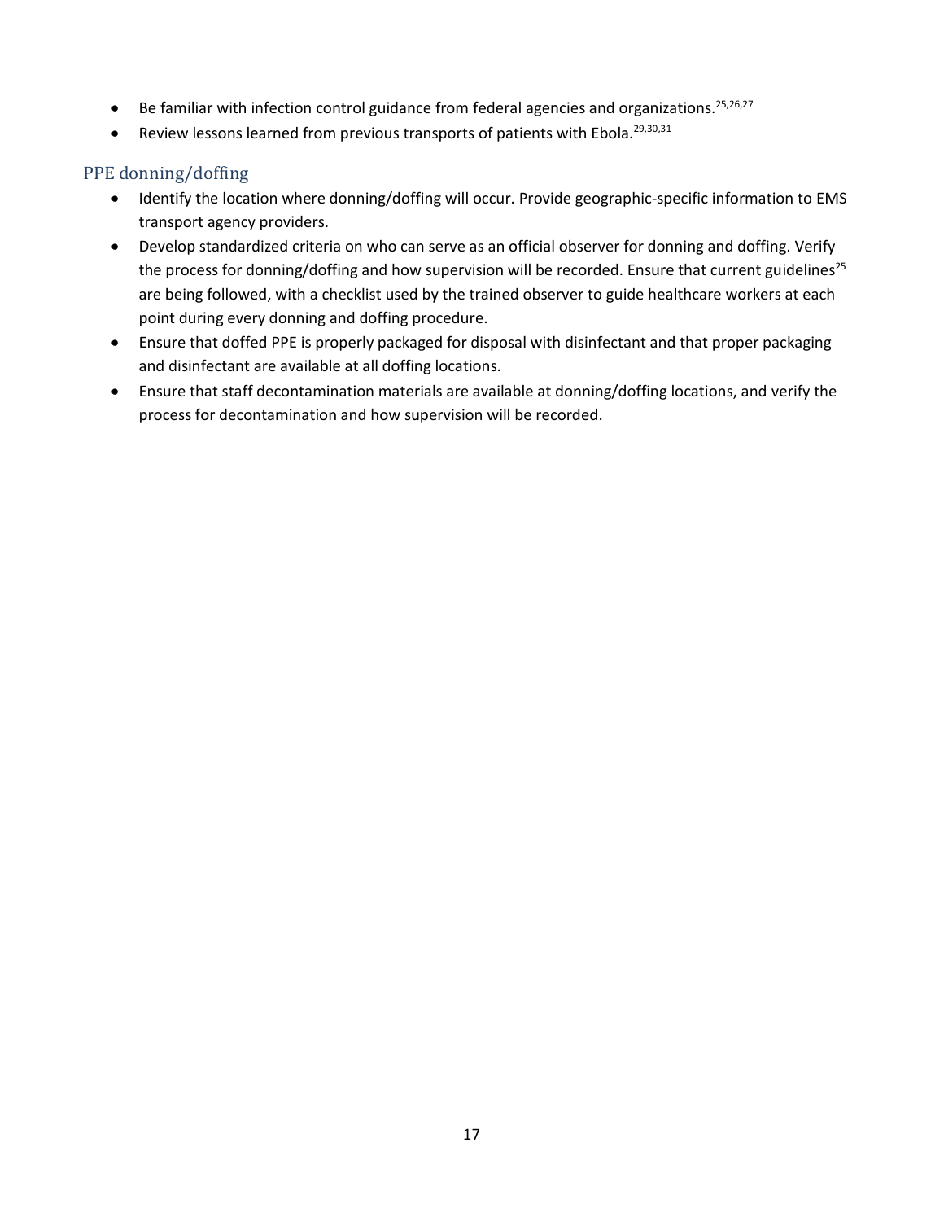- Be familiar with infection control guidance from federal agencies and organizations.[25,26,27]
- Review lessons learned from previous transports of patients with Ebola.[29,30,31]

## PPE donning/doffing

- Identify the location where donning/doffing will occur. Provide geographic-specific information to EMS transport agency providers.
- Develop standardized criteria on who can serve as an official observer for donning and doffing. Verify the process for donning/doffing and how supervision will be recorded. Ensure that current guidelines[25] are being followed, with a checklist used by the trained observer to guide healthcare workers at each point during every donning and doffing procedure.
- Ensure that doffed PPE is properly packaged for disposal with disinfectant and that proper packaging and disinfectant are available at all doffing locations.
- Ensure that staff decontamination materials are available at donning/doffing locations, and verify the process for decontamination and how supervision will be recorded.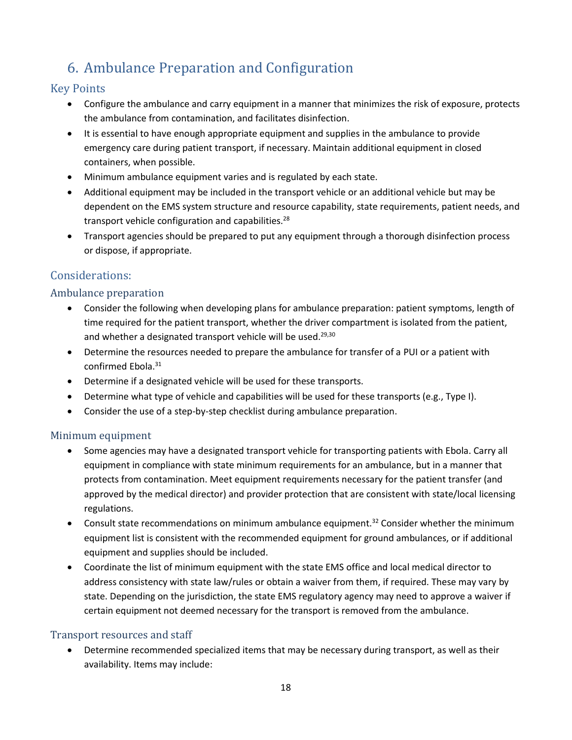## 6. Ambulance Preparation and Configuration

### Key Points

- Configure the ambulance and carry equipment in a manner that minimizes the risk of exposure, protects the ambulance from contamination, and facilitates disinfection.
- It is essential to have enough appropriate equipment and supplies in the ambulance to provide emergency care during patient transport, if necessary. Maintain additional equipment in closed containers, when possible.
- Minimum ambulance equipment varies and is regulated by each state.
- Additional equipment may be included in the transport vehicle or an additional vehicle but may be dependent on the EMS system structure and resource capability, state requirements, patient needs, and transport vehicle configuration and capabilities.[28]
- Transport agencies should be prepared to put any equipment through a thorough disinfection process or dispose, if appropriate.

### Considerations:

### Ambulance preparation

- Consider the following when developing plans for ambulance preparation: patient symptoms, length of time required for the patient transport, whether the driver compartment is isolated from the patient, and whether a designated transport vehicle will be used.[29,30]
- Determine the resources needed to prepare the ambulance for transfer of a PUI or a patient with confirmed Ebola.[31]
- Determine if a designated vehicle will be used for these transports.
- Determine what type of vehicle and capabilities will be used for these transports (e.g., Type I).
- Consider the use of a step-by-step checklist during ambulance preparation.

### Minimum equipment

- Some agencies may have a designated transport vehicle for transporting patients with Ebola. Carry all equipment in compliance with state minimum requirements for an ambulance, but in a manner that protects from contamination. Meet equipment requirements necessary for the patient transfer (and approved by the medical director) and provider protection that are consistent with state/local licensing regulations.
- Consult state recommendations on minimum ambulance equipment.[32] Consider whether the minimum equipment list is consistent with the recommended equipment for ground ambulances, or if additional equipment and supplies should be included.
- Coordinate the list of minimum equipment with the state EMS office and local medical director to address consistency with state law/rules or obtain a waiver from them, if required. These may vary by state. Depending on the jurisdiction, the state EMS regulatory agency may need to approve a waiver if certain equipment not deemed necessary for the transport is removed from the ambulance.

### Transport resources and staff

- Determine recommended specialized items that may be necessary during transport, as well as their availability. Items may include: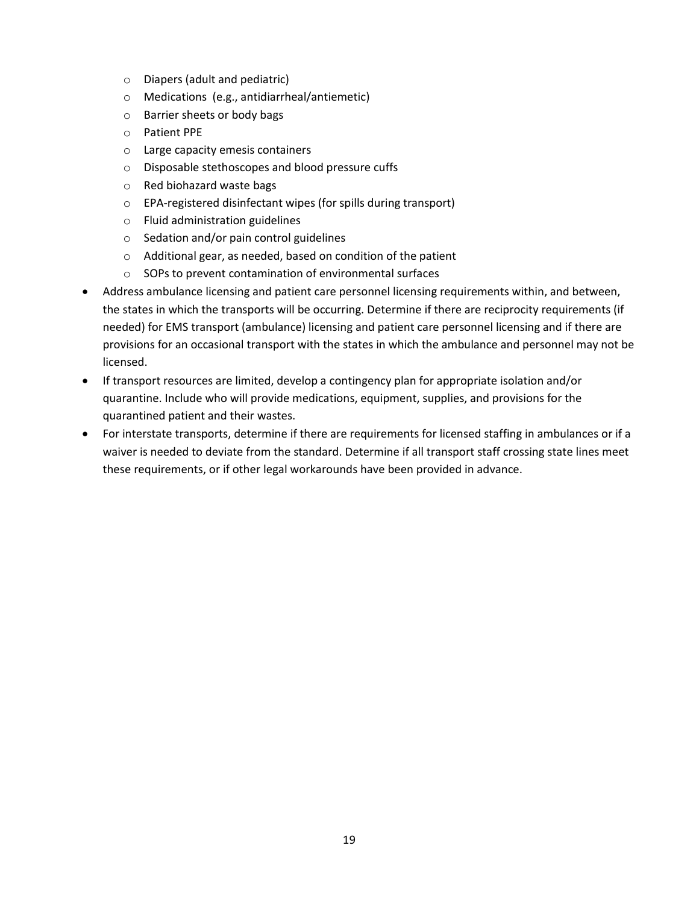- Diapers (adult and pediatric)
  - Medications (e.g., antidiarrheal/antiemetic)
  - Barrier sheets or body bags
  - Patient PPE
  - Large capacity emesis containers
  - Disposable stethoscopes and blood pressure cuffs
  - Red biohazard waste bags
  - EPA-registered disinfectant wipes (for spills during transport)
  - Fluid administration guidelines
  - Sedation and/or pain control guidelines
  - Additional gear, as needed, based on condition of the patient
  - SOPs to prevent contamination of environmental surfaces
- Address ambulance licensing and patient care personnel licensing requirements within, and between, the states in which the transports will be occurring. Determine if there are reciprocity requirements (if needed) for EMS transport (ambulance) licensing and patient care personnel licensing and if there are provisions for an occasional transport with the states in which the ambulance and personnel may not be licensed.
- If transport resources are limited, develop a contingency plan for appropriate isolation and/or quarantine. Include who will provide medications, equipment, supplies, and provisions for the quarantined patient and their wastes.
- For interstate transports, determine if there are requirements for licensed staffing in ambulances or if a waiver is needed to deviate from the standard. Determine if all transport staff crossing state lines meet these requirements, or if other legal workarounds have been provided in advance.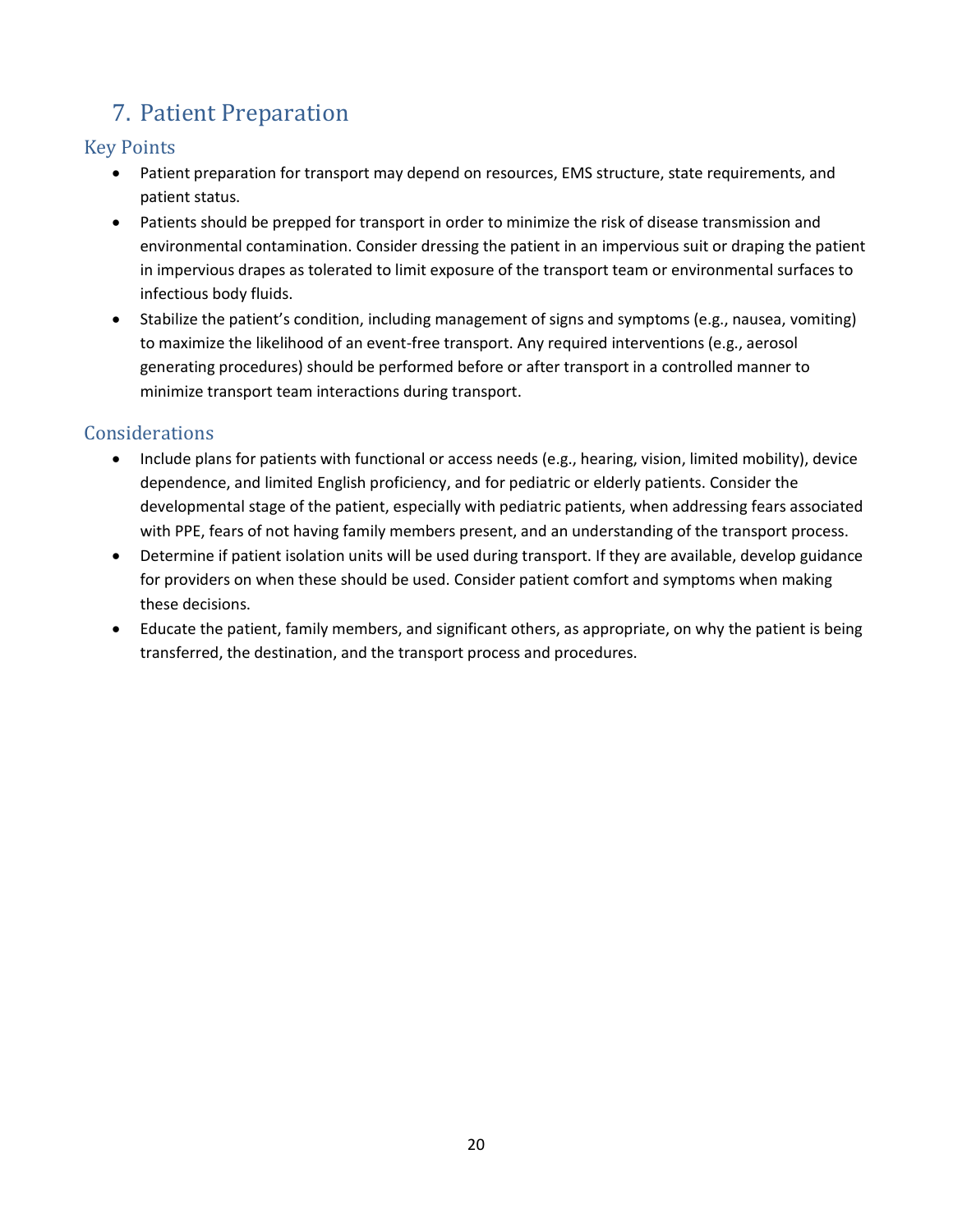# 7. Patient Preparation

## Key Points

- Patient preparation for transport may depend on resources, EMS structure, state requirements, and patient status.
- Patients should be prepped for transport in order to minimize the risk of disease transmission and environmental contamination. Consider dressing the patient in an impervious suit or draping the patient in impervious drapes as tolerated to limit exposure of the transport team or environmental surfaces to infectious body fluids.
- Stabilize the patient's condition, including management of signs and symptoms (e.g., nausea, vomiting) to maximize the likelihood of an event-free transport. Any required interventions (e.g., aerosol generating procedures) should be performed before or after transport in a controlled manner to minimize transport team interactions during transport.

## Considerations

- Include plans for patients with functional or access needs (e.g., hearing, vision, limited mobility), device dependence, and limited English proficiency, and for pediatric or elderly patients. Consider the developmental stage of the patient, especially with pediatric patients, when addressing fears associated with PPE, fears of not having family members present, and an understanding of the transport process.
- Determine if patient isolation units will be used during transport. If they are available, develop guidance for providers on when these should be used. Consider patient comfort and symptoms when making these decisions.
- Educate the patient, family members, and significant others, as appropriate, on why the patient is being transferred, the destination, and the transport process and procedures.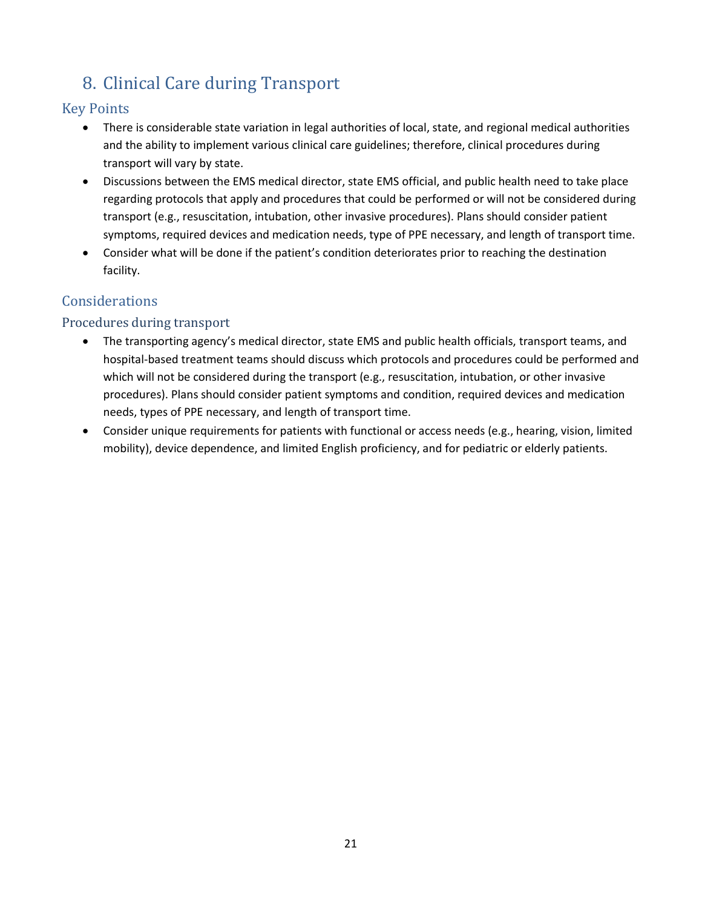# 8. Clinical Care during Transport

## Key Points

- There is considerable state variation in legal authorities of local, state, and regional medical authorities and the ability to implement various clinical care guidelines; therefore, clinical procedures during transport will vary by state.
- Discussions between the EMS medical director, state EMS official, and public health need to take place regarding protocols that apply and procedures that could be performed or will not be considered during transport (e.g., resuscitation, intubation, other invasive procedures). Plans should consider patient symptoms, required devices and medication needs, type of PPE necessary, and length of transport time.
- Consider what will be done if the patient's condition deteriorates prior to reaching the destination facility.

## Considerations

### Procedures during transport

- The transporting agency's medical director, state EMS and public health officials, transport teams, and hospital-based treatment teams should discuss which protocols and procedures could be performed and which will not be considered during the transport (e.g., resuscitation, intubation, or other invasive procedures). Plans should consider patient symptoms and condition, required devices and medication needs, types of PPE necessary, and length of transport time.
- Consider unique requirements for patients with functional or access needs (e.g., hearing, vision, limited mobility), device dependence, and limited English proficiency, and for pediatric or elderly patients.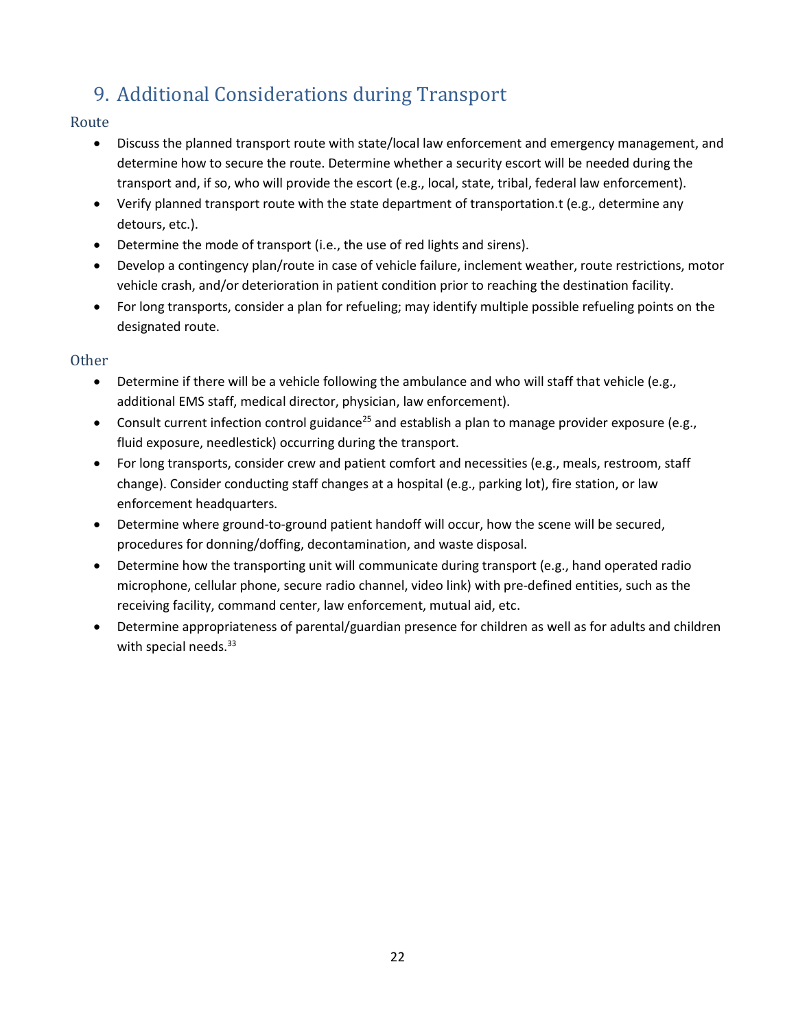## 9. Additional Considerations during Transport

### Route

- Discuss the planned transport route with state/local law enforcement and emergency management, and determine how to secure the route. Determine whether a security escort will be needed during the transport and, if so, who will provide the escort (e.g., local, state, tribal, federal law enforcement).
- Verify planned transport route with the state department of transportation.t (e.g., determine any detours, etc.).
- Determine the mode of transport (i.e., the use of red lights and sirens).
- Develop a contingency plan/route in case of vehicle failure, inclement weather, route restrictions, motor vehicle crash, and/or deterioration in patient condition prior to reaching the destination facility.
- For long transports, consider a plan for refueling; may identify multiple possible refueling points on the designated route.

### Other

- Determine if there will be a vehicle following the ambulance and who will staff that vehicle (e.g., additional EMS staff, medical director, physician, law enforcement).
- Consult current infection control guidance[25] and establish a plan to manage provider exposure (e.g., fluid exposure, needlestick) occurring during the transport.
- For long transports, consider crew and patient comfort and necessities (e.g., meals, restroom, staff change). Consider conducting staff changes at a hospital (e.g., parking lot), fire station, or law enforcement headquarters.
- Determine where ground-to-ground patient handoff will occur, how the scene will be secured, procedures for donning/doffing, decontamination, and waste disposal.
- Determine how the transporting unit will communicate during transport (e.g., hand operated radio microphone, cellular phone, secure radio channel, video link) with pre-defined entities, such as the receiving facility, command center, law enforcement, mutual aid, etc.
- Determine appropriateness of parental/guardian presence for children as well as for adults and children with special needs.[33]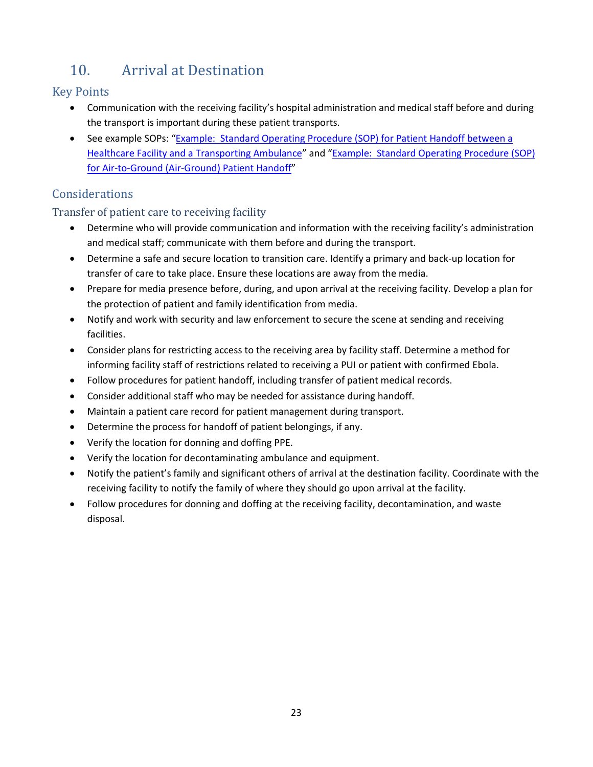## 10. Arrival at Destination

### Key Points

- Communication with the receiving facility's hospital administration and medical staff before and during the transport is important during these patient transports.
- See example SOPs: "Example: Standard Operating Procedure (SOP) for Patient Handoff between a Healthcare Facility and a Transporting Ambulance" and "Example: Standard Operating Procedure (SOP) for Air-to-Ground (Air-Ground) Patient Handoff"

### Considerations

#### Transfer of patient care to receiving facility

- Determine who will provide communication and information with the receiving facility's administration and medical staff; communicate with them before and during the transport.
- Determine a safe and secure location to transition care. Identify a primary and back-up location for transfer of care to take place. Ensure these locations are away from the media.
- Prepare for media presence before, during, and upon arrival at the receiving facility. Develop a plan for the protection of patient and family identification from media.
- Notify and work with security and law enforcement to secure the scene at sending and receiving facilities.
- Consider plans for restricting access to the receiving area by facility staff. Determine a method for informing facility staff of restrictions related to receiving a PUI or patient with confirmed Ebola.
- Follow procedures for patient handoff, including transfer of patient medical records.
- Consider additional staff who may be needed for assistance during handoff.
- Maintain a patient care record for patient management during transport.
- Determine the process for handoff of patient belongings, if any.
- Verify the location for donning and doffing PPE.
- Verify the location for decontaminating ambulance and equipment.
- Notify the patient's family and significant others of arrival at the destination facility. Coordinate with the receiving facility to notify the family of where they should go upon arrival at the facility.
- Follow procedures for donning and doffing at the receiving facility, decontamination, and waste disposal.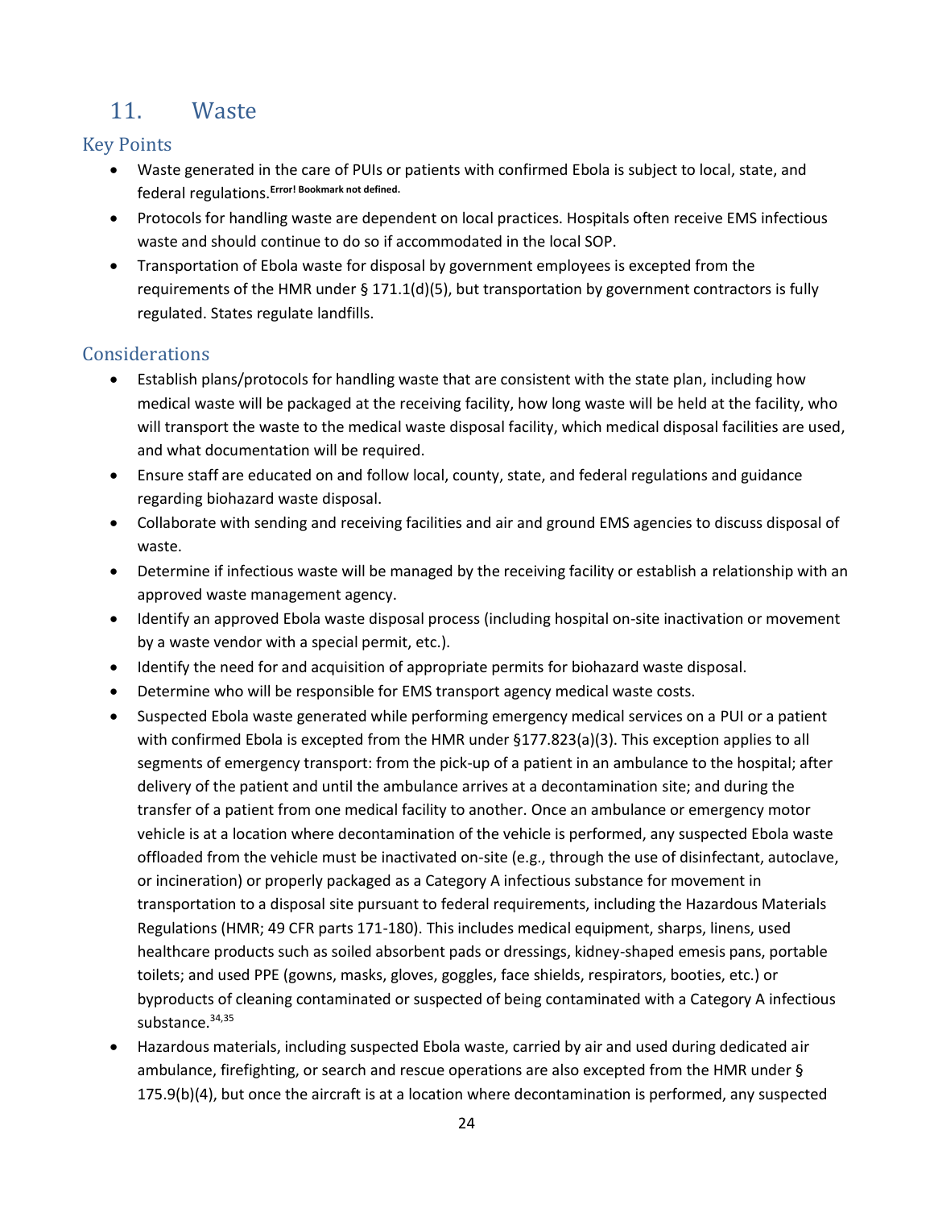## 11. Waste

### Key Points

- Waste generated in the care of PUIs or patients with confirmed Ebola is subject to local, state, and federal regulations.Error! Bookmark not defined.
- Protocols for handling waste are dependent on local practices. Hospitals often receive EMS infectious waste and should continue to do so if accommodated in the local SOP.
- Transportation of Ebola waste for disposal by government employees is excepted from the requirements of the HMR under § 171.1(d)(5), but transportation by government contractors is fully regulated. States regulate landfills.

### Considerations

- Establish plans/protocols for handling waste that are consistent with the state plan, including how medical waste will be packaged at the receiving facility, how long waste will be held at the facility, who will transport the waste to the medical waste disposal facility, which medical disposal facilities are used, and what documentation will be required.
- Ensure staff are educated on and follow local, county, state, and federal regulations and guidance regarding biohazard waste disposal.
- Collaborate with sending and receiving facilities and air and ground EMS agencies to discuss disposal of waste.
- Determine if infectious waste will be managed by the receiving facility or establish a relationship with an approved waste management agency.
- Identify an approved Ebola waste disposal process (including hospital on-site inactivation or movement by a waste vendor with a special permit, etc.).
- Identify the need for and acquisition of appropriate permits for biohazard waste disposal.
- Determine who will be responsible for EMS transport agency medical waste costs.
- Suspected Ebola waste generated while performing emergency medical services on a PUI or a patient with confirmed Ebola is excepted from the HMR under §177.823(a)(3). This exception applies to all segments of emergency transport: from the pick-up of a patient in an ambulance to the hospital; after delivery of the patient and until the ambulance arrives at a decontamination site; and during the transfer of a patient from one medical facility to another. Once an ambulance or emergency motor vehicle is at a location where decontamination of the vehicle is performed, any suspected Ebola waste offloaded from the vehicle must be inactivated on-site (e.g., through the use of disinfectant, autoclave, or incineration) or properly packaged as a Category A infectious substance for movement in transportation to a disposal site pursuant to federal requirements, including the Hazardous Materials Regulations (HMR; 49 CFR parts 171-180). This includes medical equipment, sharps, linens, used healthcare products such as soiled absorbent pads or dressings, kidney-shaped emesis pans, portable toilets; and used PPE (gowns, masks, gloves, goggles, face shields, respirators, booties, etc.) or byproducts of cleaning contaminated or suspected of being contaminated with a Category A infectious substance.[34,35]
- Hazardous materials, including suspected Ebola waste, carried by air and used during dedicated air ambulance, firefighting, or search and rescue operations are also excepted from the HMR under § 175.9(b)(4), but once the aircraft is at a location where decontamination is performed, any suspected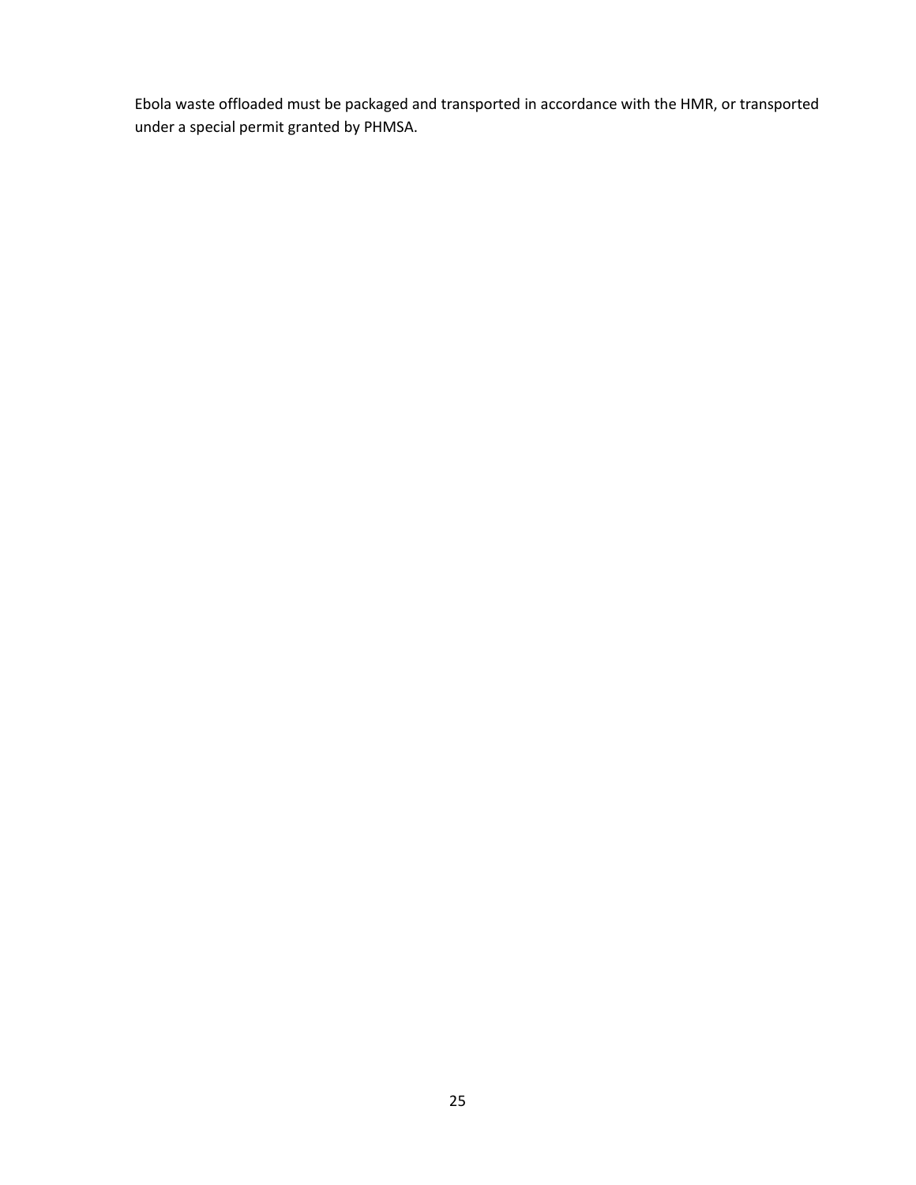Ebola waste offloaded must be packaged and transported in accordance with the HMR, or transported under a special permit granted by PHMSA.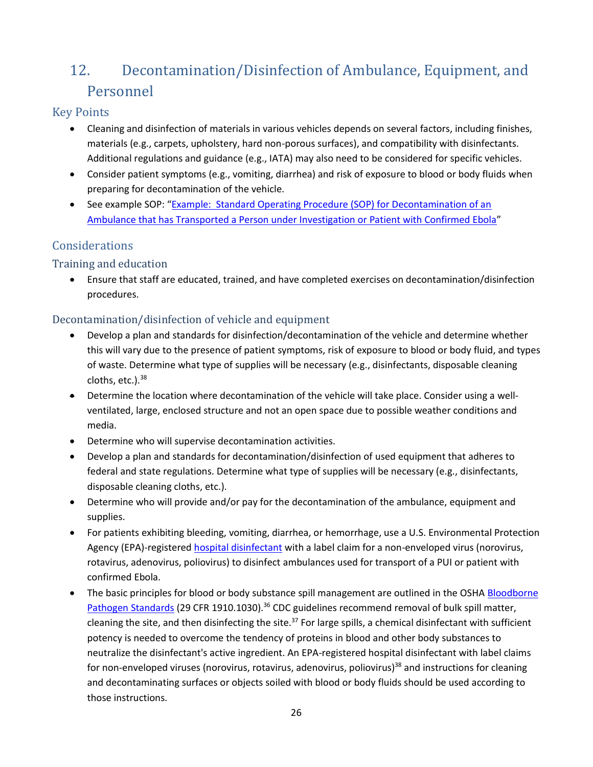## 12. Decontamination/Disinfection of Ambulance, Equipment, and Personnel

### Key Points

- Cleaning and disinfection of materials in various vehicles depends on several factors, including finishes, materials (e.g., carpets, upholstery, hard non-porous surfaces), and compatibility with disinfectants. Additional regulations and guidance (e.g., IATA) may also need to be considered for specific vehicles.
- Consider patient symptoms (e.g., vomiting, diarrhea) and risk of exposure to blood or body fluids when preparing for decontamination of the vehicle.
- See example SOP: "Example: Standard Operating Procedure (SOP) for Decontamination of an Ambulance that has Transported a Person under Investigation or Patient with Confirmed Ebola"

### Considerations

#### Training and education

- Ensure that staff are educated, trained, and have completed exercises on decontamination/disinfection procedures.

#### Decontamination/disinfection of vehicle and equipment

- Develop a plan and standards for disinfection/decontamination of the vehicle and determine whether this will vary due to the presence of patient symptoms, risk of exposure to blood or body fluid, and types of waste. Determine what type of supplies will be necessary (e.g., disinfectants, disposable cleaning cloths, etc.).[38]
- Determine the location where decontamination of the vehicle will take place. Consider using a well-ventilated, large, enclosed structure and not an open space due to possible weather conditions and media.
- Determine who will supervise decontamination activities.
- Develop a plan and standards for decontamination/disinfection of used equipment that adheres to federal and state regulations. Determine what type of supplies will be necessary (e.g., disinfectants, disposable cleaning cloths, etc.).
- Determine who will provide and/or pay for the decontamination of the ambulance, equipment and supplies.
- For patients exhibiting bleeding, vomiting, diarrhea, or hemorrhage, use a U.S. Environmental Protection Agency (EPA)-registered hospital disinfectant with a label claim for a non-enveloped virus (norovirus, rotavirus, adenovirus, poliovirus) to disinfect ambulances used for transport of a PUI or patient with confirmed Ebola.
- The basic principles for blood or body substance spill management are outlined in the OSHA Bloodborne Pathogen Standards (29 CFR 1910.1030).[36] CDC guidelines recommend removal of bulk spill matter, cleaning the site, and then disinfecting the site.[37] For large spills, a chemical disinfectant with sufficient potency is needed to overcome the tendency of proteins in blood and other body substances to neutralize the disinfectant's active ingredient. An EPA-registered hospital disinfectant with label claims for non-enveloped viruses (norovirus, rotavirus, adenovirus, poliovirus)[38] and instructions for cleaning and decontaminating surfaces or objects soiled with blood or body fluids should be used according to those instructions.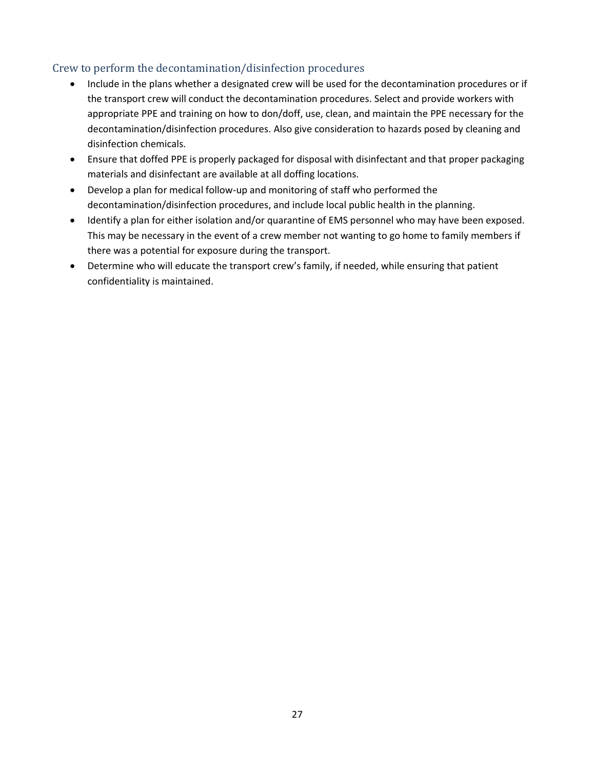### Crew to perform the decontamination/disinfection procedures

- Include in the plans whether a designated crew will be used for the decontamination procedures or if the transport crew will conduct the decontamination procedures. Select and provide workers with appropriate PPE and training on how to don/doff, use, clean, and maintain the PPE necessary for the decontamination/disinfection procedures. Also give consideration to hazards posed by cleaning and disinfection chemicals.
- Ensure that doffed PPE is properly packaged for disposal with disinfectant and that proper packaging materials and disinfectant are available at all doffing locations.
- Develop a plan for medical follow-up and monitoring of staff who performed the decontamination/disinfection procedures, and include local public health in the planning.
- Identify a plan for either isolation and/or quarantine of EMS personnel who may have been exposed. This may be necessary in the event of a crew member not wanting to go home to family members if there was a potential for exposure during the transport.
- Determine who will educate the transport crew's family, if needed, while ensuring that patient confidentiality is maintained.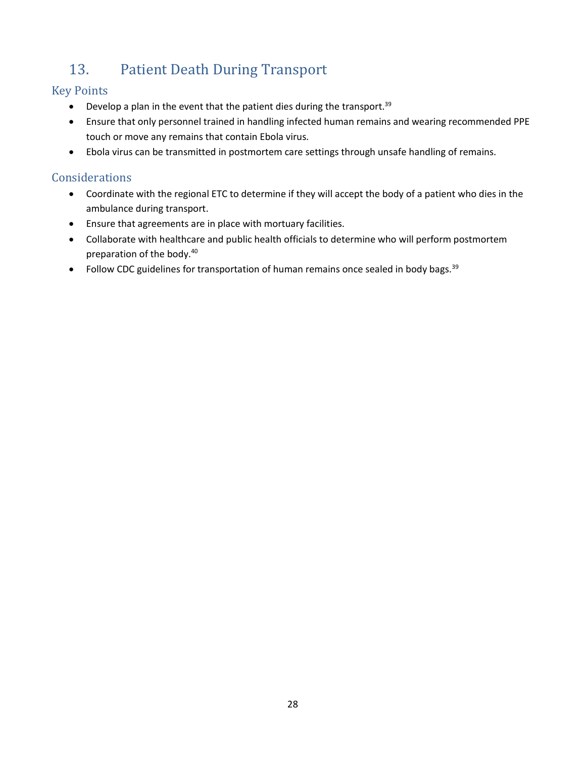## 13. Patient Death During Transport

### Key Points

- Develop a plan in the event that the patient dies during the transport.[39]
- Ensure that only personnel trained in handling infected human remains and wearing recommended PPE touch or move any remains that contain Ebola virus.
- Ebola virus can be transmitted in postmortem care settings through unsafe handling of remains.

### Considerations

- Coordinate with the regional ETC to determine if they will accept the body of a patient who dies in the ambulance during transport.
- Ensure that agreements are in place with mortuary facilities.
- Collaborate with healthcare and public health officials to determine who will perform postmortem preparation of the body.[40]
- Follow CDC guidelines for transportation of human remains once sealed in body bags.[39]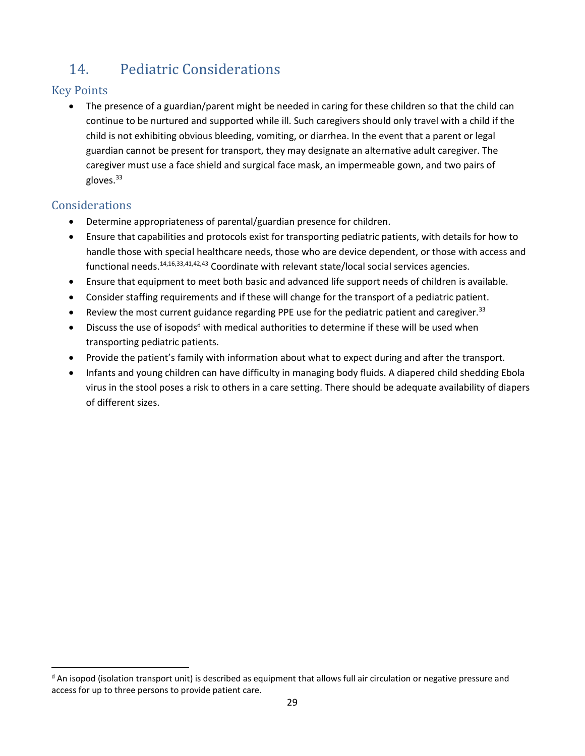## 14. Pediatric Considerations

### Key Points

- The presence of a guardian/parent might be needed in caring for these children so that the child can continue to be nurtured and supported while ill. Such caregivers should only travel with a child if the child is not exhibiting obvious bleeding, vomiting, or diarrhea. In the event that a parent or legal guardian cannot be present for transport, they may designate an alternative adult caregiver. The caregiver must use a face shield and surgical face mask, an impermeable gown, and two pairs of gloves.[33]

### Considerations

- Determine appropriateness of parental/guardian presence for children.
- Ensure that capabilities and protocols exist for transporting pediatric patients, with details for how to handle those with special healthcare needs, those who are device dependent, or those with access and functional needs.[14,16,33,41,42,43] Coordinate with relevant state/local social services agencies.
- Ensure that equipment to meet both basic and advanced life support needs of children is available.
- Consider staffing requirements and if these will change for the transport of a pediatric patient.
- Review the most current guidance regarding PPE use for the pediatric patient and caregiver.[33]
- Discuss the use of isopods[d] with medical authorities to determine if these will be used when transporting pediatric patients.
- Provide the patient's family with information about what to expect during and after the transport.
- Infants and young children can have difficulty in managing body fluids. A diapered child shedding Ebola virus in the stool poses a risk to others in a care setting. There should be adequate availability of diapers of different sizes.

[d] An isopod (isolation transport unit) is described as equipment that allows full air circulation or negative pressure and access for up to three persons to provide patient care.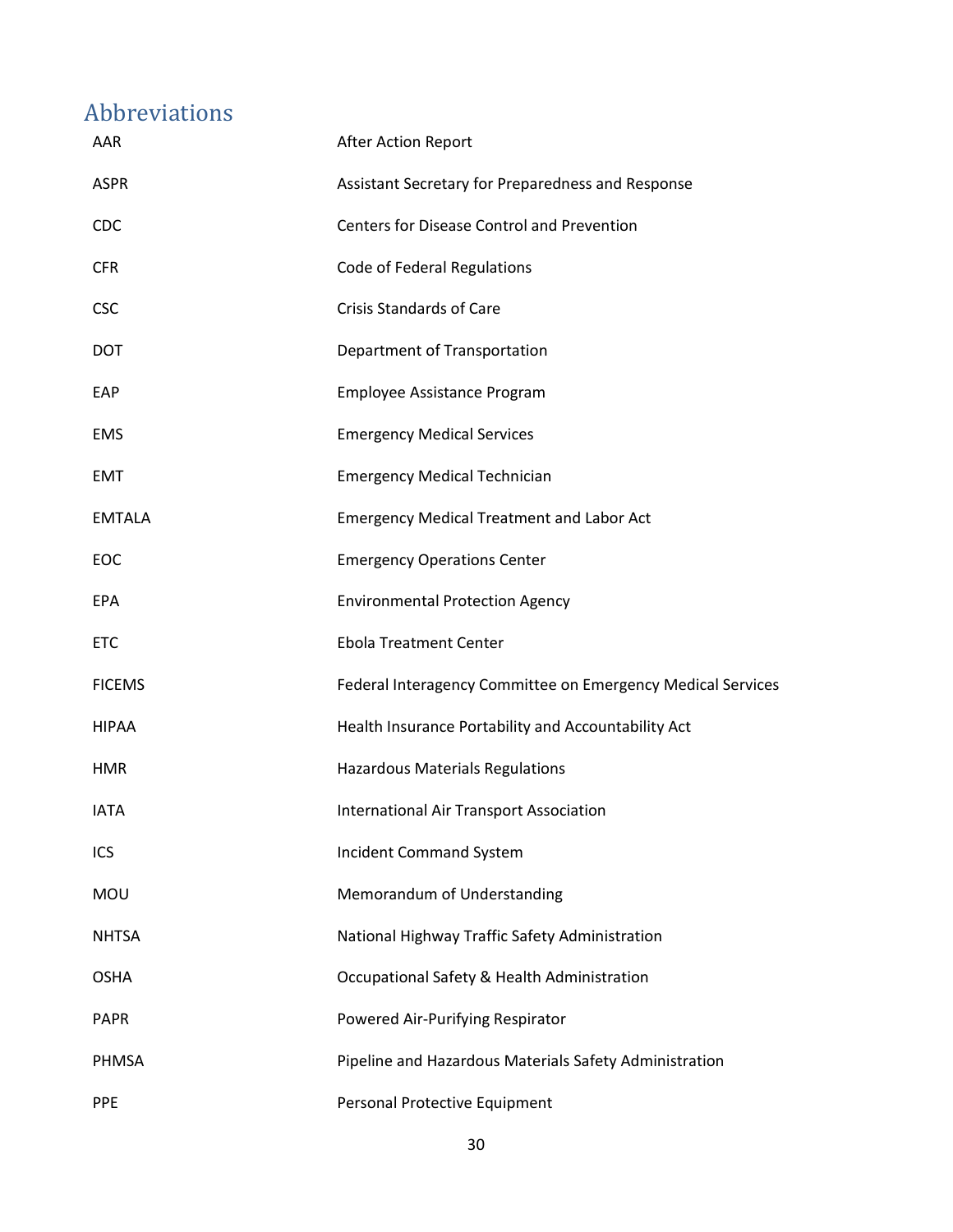## Abbreviations

| | |
|---|---|
| AAR | After Action Report |
| ASPR | Assistant Secretary for Preparedness and Response |
| CDC | Centers for Disease Control and Prevention |
| CFR | Code of Federal Regulations |
| CSC | Crisis Standards of Care |
| DOT | Department of Transportation |
| EAP | Employee Assistance Program |
| EMS | Emergency Medical Services |
| EMT | Emergency Medical Technician |
| EMTALA | Emergency Medical Treatment and Labor Act |
| EOC | Emergency Operations Center |
| EPA | Environmental Protection Agency |
| ETC | Ebola Treatment Center |
| FICEMS | Federal Interagency Committee on Emergency Medical Services |
| HIPAA | Health Insurance Portability and Accountability Act |
| HMR | Hazardous Materials Regulations |
| IATA | International Air Transport Association |
| ICS | Incident Command System |
| MOU | Memorandum of Understanding |
| NHTSA | National Highway Traffic Safety Administration |
| OSHA | Occupational Safety & Health Administration |
| PAPR | Powered Air-Purifying Respirator |
| PHMSA | Pipeline and Hazardous Materials Safety Administration |
| PPE | Personal Protective Equipment |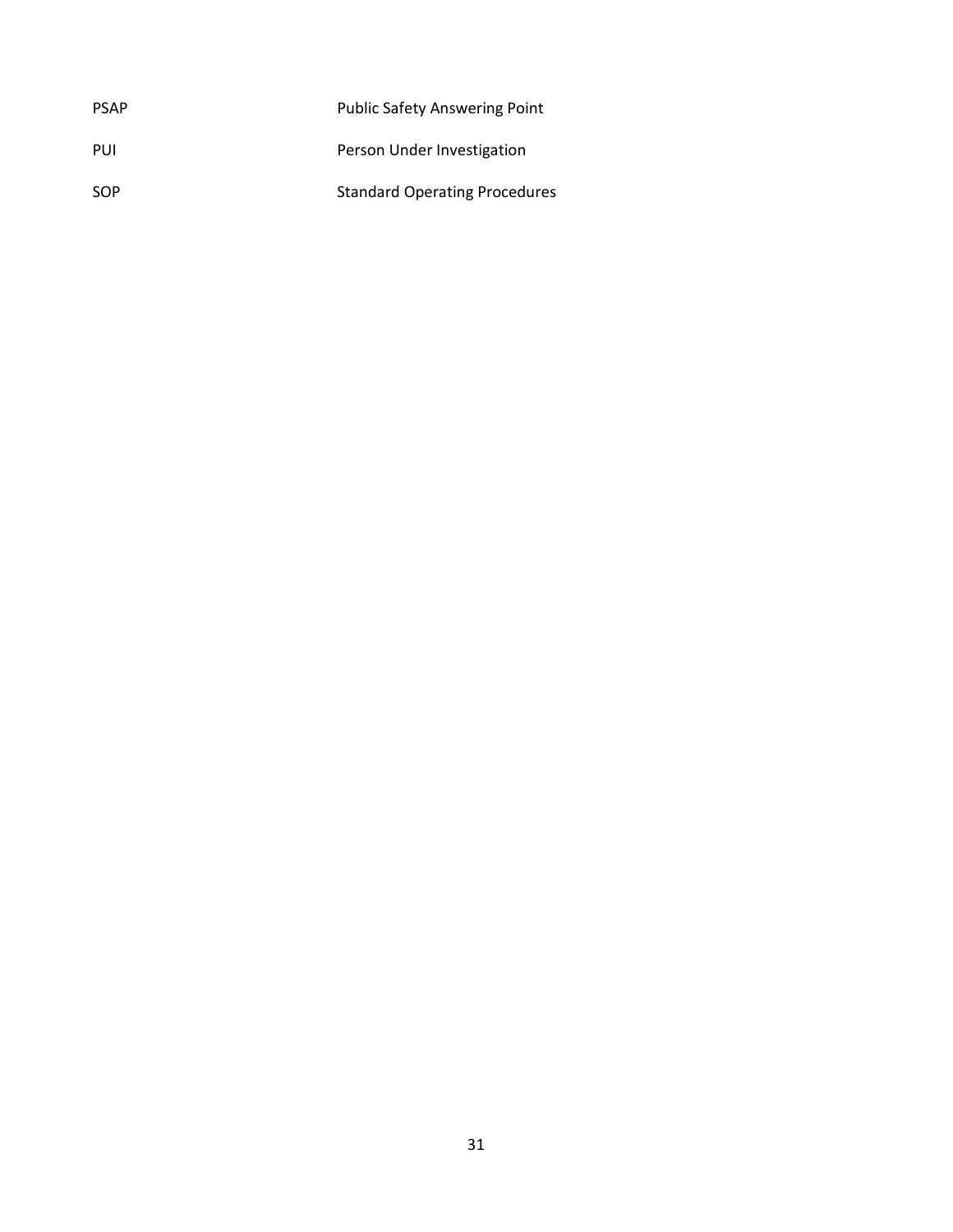| | |
|---|---|
| PSAP | Public Safety Answering Point |
| PUI | Person Under Investigation |
| SOP | Standard Operating Procedures |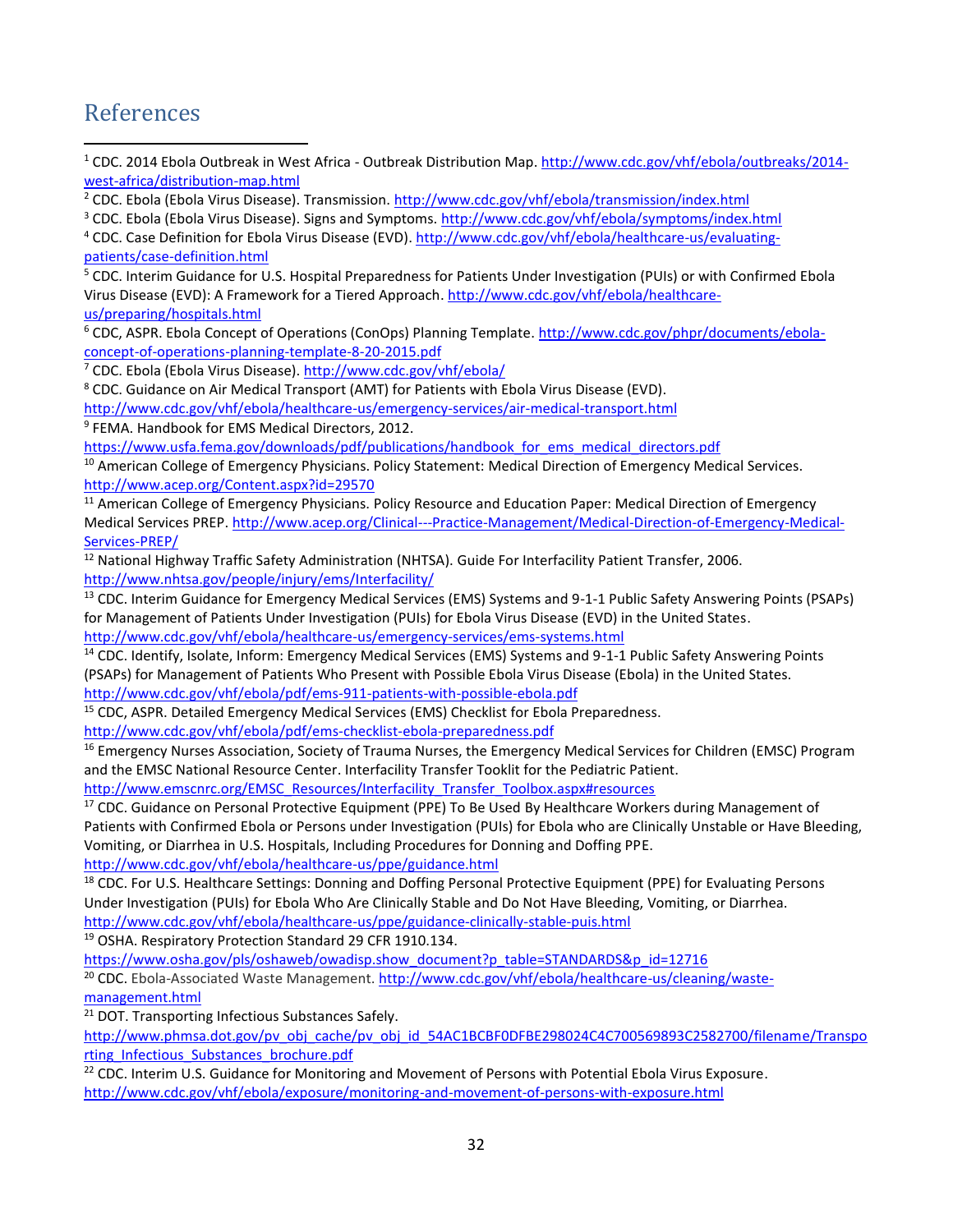# References

[1] CDC. 2014 Ebola Outbreak in West Africa - Outbreak Distribution Map. http://www.cdc.gov/vhf/ebola/outbreaks/2014-west-africa/distribution-map.html

[2] CDC. Ebola (Ebola Virus Disease). Transmission. http://www.cdc.gov/vhf/ebola/transmission/index.html

[3] CDC. Ebola (Ebola Virus Disease). Signs and Symptoms. http://www.cdc.gov/vhf/ebola/symptoms/index.html

[4] CDC. Case Definition for Ebola Virus Disease (EVD). http://www.cdc.gov/vhf/ebola/healthcare-us/evaluating-patients/case-definition.html

[5] CDC. Interim Guidance for U.S. Hospital Preparedness for Patients Under Investigation (PUIs) or with Confirmed Ebola Virus Disease (EVD): A Framework for a Tiered Approach. http://www.cdc.gov/vhf/ebola/healthcare-us/preparing/hospitals.html

[6] CDC, ASPR. Ebola Concept of Operations (ConOps) Planning Template. http://www.cdc.gov/phpr/documents/ebola-concept-of-operations-planning-template-8-20-2015.pdf

[7] CDC. Ebola (Ebola Virus Disease). http://www.cdc.gov/vhf/ebola/

[8] CDC. Guidance on Air Medical Transport (AMT) for Patients with Ebola Virus Disease (EVD). http://www.cdc.gov/vhf/ebola/healthcare-us/emergency-services/air-medical-transport.html

[9] FEMA. Handbook for EMS Medical Directors, 2012. https://www.usfa.fema.gov/downloads/pdf/publications/handbook_for_ems_medical_directors.pdf

[10] American College of Emergency Physicians. Policy Statement: Medical Direction of Emergency Medical Services. http://www.acep.org/Content.aspx?id=29570

[11] American College of Emergency Physicians. Policy Resource and Education Paper: Medical Direction of Emergency Medical Services PREP. http://www.acep.org/Clinical---Practice-Management/Medical-Direction-of-Emergency-Medical-Services-PREP/

[12] National Highway Traffic Safety Administration (NHTSA). Guide For Interfacility Patient Transfer, 2006. http://www.nhtsa.gov/people/injury/ems/Interfacility/

[13] CDC. Interim Guidance for Emergency Medical Services (EMS) Systems and 9-1-1 Public Safety Answering Points (PSAPs) for Management of Patients Under Investigation (PUIs) for Ebola Virus Disease (EVD) in the United States. http://www.cdc.gov/vhf/ebola/healthcare-us/emergency-services/ems-systems.html

[14] CDC. Identify, Isolate, Inform: Emergency Medical Services (EMS) Systems and 9-1-1 Public Safety Answering Points (PSAPs) for Management of Patients Who Present with Possible Ebola Virus Disease (Ebola) in the United States. http://www.cdc.gov/vhf/ebola/pdf/ems-911-patients-with-possible-ebola.pdf

[15] CDC, ASPR. Detailed Emergency Medical Services (EMS) Checklist for Ebola Preparedness. http://www.cdc.gov/vhf/ebola/pdf/ems-checklist-ebola-preparedness.pdf

[16] Emergency Nurses Association, Society of Trauma Nurses, the Emergency Medical Services for Children (EMSC) Program and the EMSC National Resource Center. Interfacility Transfer Tooklit for the Pediatric Patient. http://www.emscnrc.org/EMSC_Resources/Interfacility_Transfer_Toolbox.aspx#resources

[17] CDC. Guidance on Personal Protective Equipment (PPE) To Be Used By Healthcare Workers during Management of Patients with Confirmed Ebola or Persons under Investigation (PUIs) for Ebola who are Clinically Unstable or Have Bleeding, Vomiting, or Diarrhea in U.S. Hospitals, Including Procedures for Donning and Doffing PPE. http://www.cdc.gov/vhf/ebola/healthcare-us/ppe/guidance.html

[18] CDC. For U.S. Healthcare Settings: Donning and Doffing Personal Protective Equipment (PPE) for Evaluating Persons Under Investigation (PUIs) for Ebola Who Are Clinically Stable and Do Not Have Bleeding, Vomiting, or Diarrhea. http://www.cdc.gov/vhf/ebola/healthcare-us/ppe/guidance-clinically-stable-puis.html

[19] OSHA. Respiratory Protection Standard 29 CFR 1910.134. https://www.osha.gov/pls/oshaweb/owadisp.show_document?p_table=STANDARDS&p_id=12716

[20] CDC. Ebola-Associated Waste Management. http://www.cdc.gov/vhf/ebola/healthcare-us/cleaning/waste-management.html

[21] DOT. Transporting Infectious Substances Safely. http://www.phmsa.dot.gov/pv_obj_cache/pv_obj_id_54AC1BCBF0DFBE298024C4C700569893C2582700/filename/Transporting_Infectious_Substances_brochure.pdf

[22] CDC. Interim U.S. Guidance for Monitoring and Movement of Persons with Potential Ebola Virus Exposure. http://www.cdc.gov/vhf/ebola/exposure/monitoring-and-movement-of-persons-with-exposure.html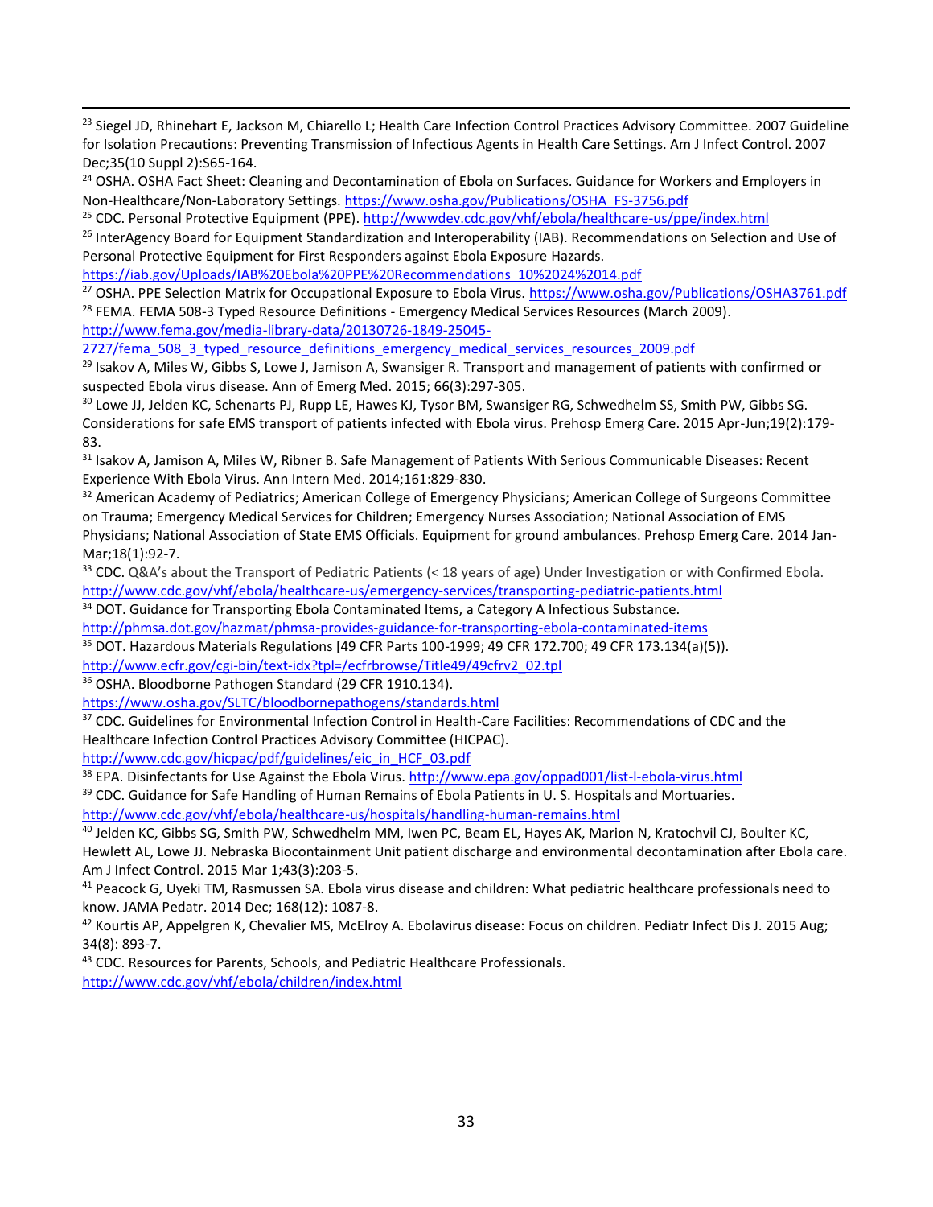[23] Siegel JD, Rhinehart E, Jackson M, Chiarello L; Health Care Infection Control Practices Advisory Committee. 2007 Guideline for Isolation Precautions: Preventing Transmission of Infectious Agents in Health Care Settings. Am J Infect Control. 2007 Dec;35(10 Suppl 2):S65-164.

[24] OSHA. OSHA Fact Sheet: Cleaning and Decontamination of Ebola on Surfaces. Guidance for Workers and Employers in Non-Healthcare/Non-Laboratory Settings. https://www.osha.gov/Publications/OSHA_FS-3756.pdf

[25] CDC. Personal Protective Equipment (PPE). http://wwwdev.cdc.gov/vhf/ebola/healthcare-us/ppe/index.html

[26] InterAgency Board for Equipment Standardization and Interoperability (IAB). Recommendations on Selection and Use of Personal Protective Equipment for First Responders against Ebola Exposure Hazards. https://iab.gov/Uploads/IAB%20Ebola%20PPE%20Recommendations_10%2024%2014.pdf

[27] OSHA. PPE Selection Matrix for Occupational Exposure to Ebola Virus. https://www.osha.gov/Publications/OSHA3761.pdf

[28] FEMA. FEMA 508-3 Typed Resource Definitions - Emergency Medical Services Resources (March 2009). http://www.fema.gov/media-library-data/20130726-1849-25045-2727/fema_508_3_typed_resource_definitions_emergency_medical_services_resources_2009.pdf

[29] Isakov A, Miles W, Gibbs S, Lowe J, Jamison A, Swansiger R. Transport and management of patients with confirmed or suspected Ebola virus disease. Ann of Emerg Med. 2015; 66(3):297-305.

[30] Lowe JJ, Jelden KC, Schenarts PJ, Rupp LE, Hawes KJ, Tysor BM, Swansiger RG, Schwedhelm SS, Smith PW, Gibbs SG. Considerations for safe EMS transport of patients infected with Ebola virus. Prehosp Emerg Care. 2015 Apr-Jun;19(2):179-83.

[31] Isakov A, Jamison A, Miles W, Ribner B. Safe Management of Patients With Serious Communicable Diseases: Recent Experience With Ebola Virus. Ann Intern Med. 2014;161:829-830.

[32] American Academy of Pediatrics; American College of Emergency Physicians; American College of Surgeons Committee on Trauma; Emergency Medical Services for Children; Emergency Nurses Association; National Association of EMS Physicians; National Association of State EMS Officials. Equipment for ground ambulances. Prehosp Emerg Care. 2014 Jan-Mar;18(1):92-7.

[33] CDC. Q&A's about the Transport of Pediatric Patients (< 18 years of age) Under Investigation or with Confirmed Ebola. http://www.cdc.gov/vhf/ebola/healthcare-us/emergency-services/transporting-pediatric-patients.html

[34] DOT. Guidance for Transporting Ebola Contaminated Items, a Category A Infectious Substance. http://phmsa.dot.gov/hazmat/phmsa-provides-guidance-for-transporting-ebola-contaminated-items

[35] DOT. Hazardous Materials Regulations [49 CFR Parts 100-1999; 49 CFR 172.700; 49 CFR 173.134(a)(5)). http://www.ecfr.gov/cgi-bin/text-idx?tpl=/ecfrbrowse/Title49/49cfrv2_02.tpl

[36] OSHA. Bloodborne Pathogen Standard (29 CFR 1910.134). https://www.osha.gov/SLTC/bloodbornepathogens/standards.html

[37] CDC. Guidelines for Environmental Infection Control in Health-Care Facilities: Recommendations of CDC and the Healthcare Infection Control Practices Advisory Committee (HICPAC). http://www.cdc.gov/hicpac/pdf/guidelines/eic_in_HCF_03.pdf

[38] EPA. Disinfectants for Use Against the Ebola Virus. http://www.epa.gov/oppad001/list-l-ebola-virus.html

[39] CDC. Guidance for Safe Handling of Human Remains of Ebola Patients in U. S. Hospitals and Mortuaries. http://www.cdc.gov/vhf/ebola/healthcare-us/hospitals/handling-human-remains.html

[40] Jelden KC, Gibbs SG, Smith PW, Schwedhelm MM, Iwen PC, Beam EL, Hayes AK, Marion N, Kratochvil CJ, Boulter KC, Hewlett AL, Lowe JJ. Nebraska Biocontainment Unit patient discharge and environmental decontamination after Ebola care. Am J Infect Control. 2015 Mar 1;43(3):203-5.

[41] Peacock G, Uyeki TM, Rasmussen SA. Ebola virus disease and children: What pediatric healthcare professionals need to know. JAMA Pedatr. 2014 Dec; 168(12): 1087-8.

[42] Kourtis AP, Appelgren K, Chevalier MS, McElroy A. Ebolavirus disease: Focus on children. Pediatr Infect Dis J. 2015 Aug; 34(8): 893-7.

[43] CDC. Resources for Parents, Schools, and Pediatric Healthcare Professionals. http://www.cdc.gov/vhf/ebola/children/index.html